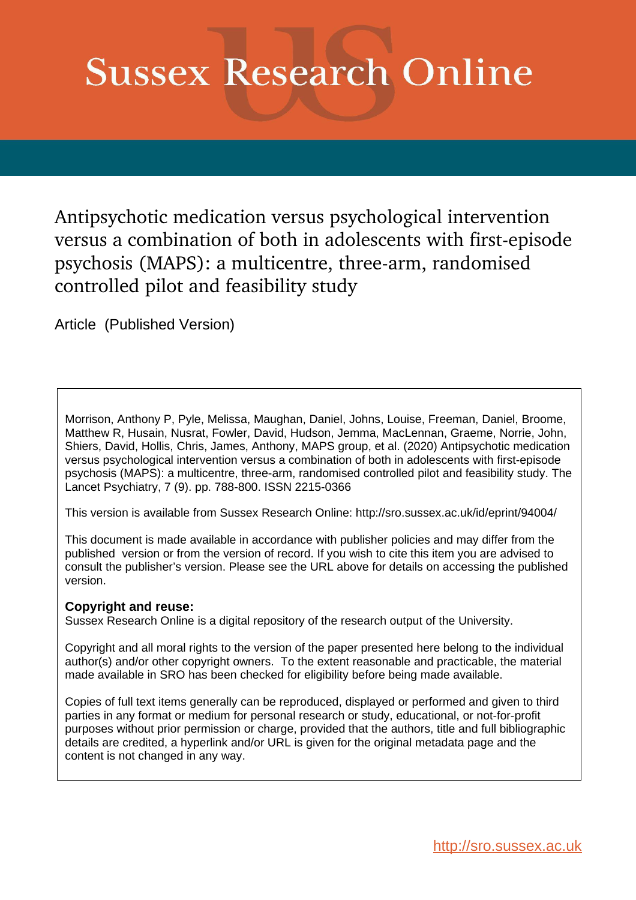# Sussex Research Online

## Antipsychotic medication versus psychological intervention versus a combination of both in adolescents with first-episode psychosis (MAPS): a multicentre, three-arm, randomised controlled pilot and feasibility study

Article (Published Version)

Morrison, Anthony P, Pyle, Melissa, Maughan, Daniel, Johns, Louise, Freeman, Daniel, Broome, Matthew R, Husain, Nusrat, Fowler, David, Hudson, Jemma, MacLennan, Graeme, Norrie, John, Shiers, David, Hollis, Chris, James, Anthony, MAPS group, et al. (2020) Antipsychotic medication versus psychological intervention versus a combination of both in adolescents with first-episode psychosis (MAPS): a multicentre, three-arm, randomised controlled pilot and feasibility study. The Lancet Psychiatry, 7 (9). pp. 788-800. ISSN 2215-0366

This version is available from Sussex Research Online: http://sro.sussex.ac.uk/id/eprint/94004/

This document is made available in accordance with publisher policies and may differ from the published version or from the version of record. If you wish to cite this item you are advised to consult the publisher's version. Please see the URL above for details on accessing the published version.

**Copyright and reuse:**
Sussex Research Online is a digital repository of the research output of the University.

Copyright and all moral rights to the version of the paper presented here belong to the individual author(s) and/or other copyright owners. To the extent reasonable and practicable, the material made available in SRO has been checked for eligibility before being made available.

Copies of full text items generally can be reproduced, displayed or performed and given to third parties in any format or medium for personal research or study, educational, or not-for-profit purposes without prior permission or charge, provided that the authors, title and full bibliographic details are credited, a hyperlink and/or URL is given for the original metadata page and the content is not changed in any way.

http://sro.sussex.ac.uk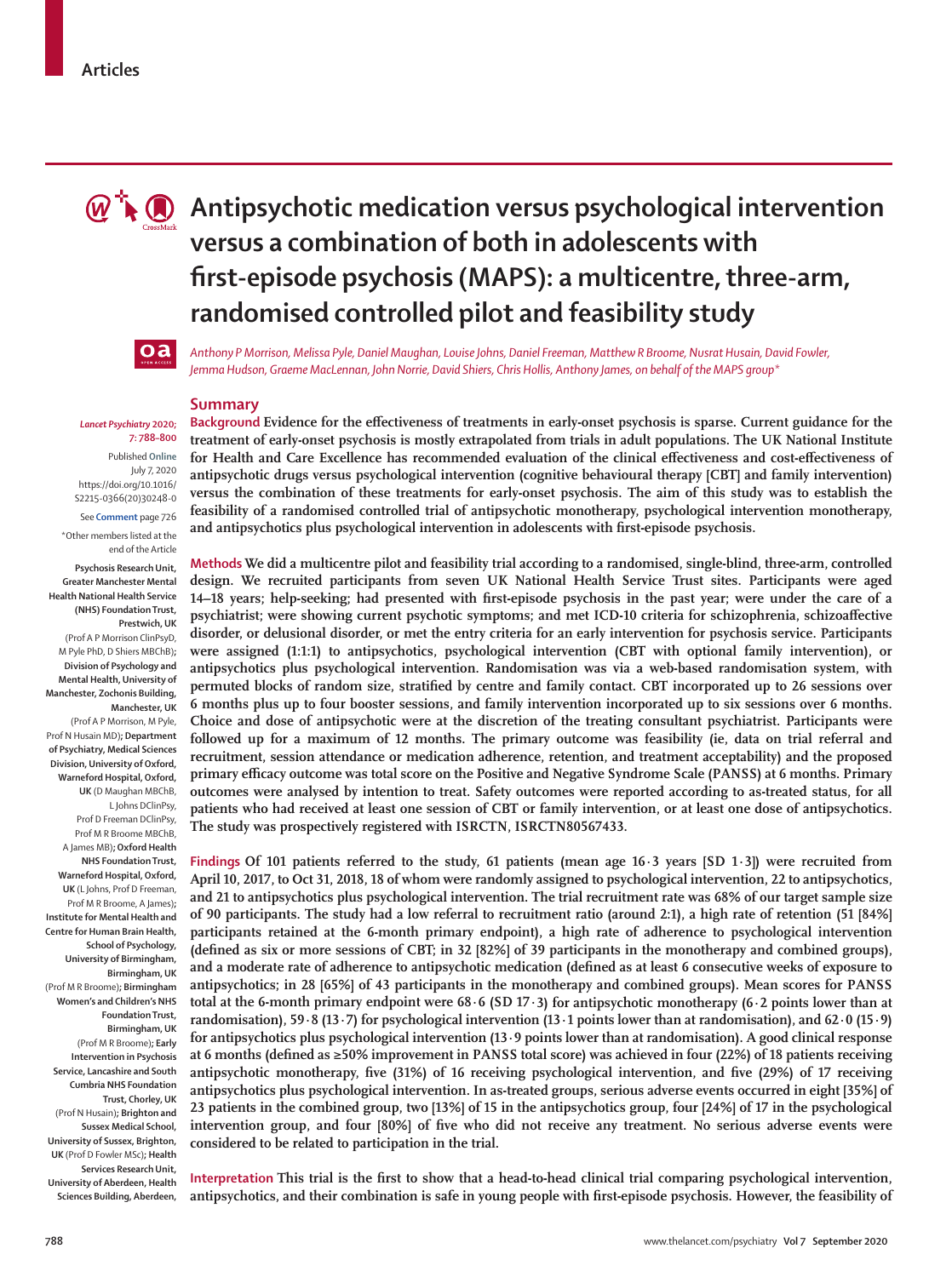Articles

# Antipsychotic medication versus psychological intervention versus a combination of both in adolescents with first-episode psychosis (MAPS): a multicentre, three-arm, randomised controlled pilot and feasibility study

*Anthony P Morrison, Melissa Pyle, Daniel Maughan, Louise Johns, Daniel Freeman, Matthew R Broome, Nusrat Husain, David Fowler, Jemma Hudson, Graeme MacLennan, John Norrie, David Shiers, Chris Hollis, Anthony James, on behalf of the MAPS group\**

*Lancet Psychiatry* 2020; 7: 788–800

Published Online July 7, 2020 https://doi.org/10.1016/S2215-0366(20)30248-0

See **Comment** page 726

\*Other members listed at the end of the Article

**Psychosis Research Unit, Greater Manchester Mental Health National Health Service (NHS) Foundation Trust, Prestwich, UK** (Prof A P Morrison ClinPsyD, M Pyle PhD, D Shiers MBChB); **Division of Psychology and Mental Health, University of Manchester, Zochonis Building, Manchester, UK** (Prof A P Morrison, M Pyle, Prof N Husain MD); **Department of Psychiatry, Medical Sciences Division, University of Oxford, Warneford Hospital, Oxford, UK** (D Maughan MBChB, L Johns DClinPsy, Prof D Freeman DClinPsy, Prof M R Broome MBChB, A James MB); **Oxford Health NHS Foundation Trust, Warneford Hospital, Oxford, UK** (L Johns, Prof D Freeman, Prof M R Broome, A James); **Institute for Mental Health and Centre for Human Brain Health, School of Psychology, University of Birmingham, Birmingham, UK** (Prof M R Broome); **Birmingham Women's and Children's NHS Foundation Trust, Birmingham, UK** (Prof M R Broome); **Early Intervention in Psychosis Service, Lancashire and South Cumbria NHS Foundation Trust, Chorley, UK** (Prof N Husain); **Brighton and Sussex Medical School, University of Sussex, Brighton, UK** (Prof D Fowler MSc); **Health Services Research Unit, University of Aberdeen, Health Sciences Building, Aberdeen,**

## Summary

**Background** Evidence for the effectiveness of treatments in early-onset psychosis is sparse. Current guidance for the treatment of early-onset psychosis is mostly extrapolated from trials in adult populations. The UK National Institute for Health and Care Excellence has recommended evaluation of the clinical effectiveness and cost-effectiveness of antipsychotic drugs versus psychological intervention (cognitive behavioural therapy [CBT] and family intervention) versus the combination of these treatments for early-onset psychosis. The aim of this study was to establish the feasibility of a randomised controlled trial of antipsychotic monotherapy, psychological intervention monotherapy, and antipsychotics plus psychological intervention in adolescents with first-episode psychosis.

**Methods** We did a multicentre pilot and feasibility trial according to a randomised, single-blind, three-arm, controlled design. We recruited participants from seven UK National Health Service Trust sites. Participants were aged 14–18 years; help-seeking; had presented with first-episode psychosis in the past year; were under the care of a psychiatrist; were showing current psychotic symptoms; and met ICD-10 criteria for schizophrenia, schizoaffective disorder, or delusional disorder, or met the entry criteria for an early intervention for psychosis service. Participants were assigned (1:1:1) to antipsychotics, psychological intervention (CBT with optional family intervention), or antipsychotics plus psychological intervention. Randomisation was via a web-based randomisation system, with permuted blocks of random size, stratified by centre and family contact. CBT incorporated up to 26 sessions over 6 months plus up to four booster sessions, and family intervention incorporated up to six sessions over 6 months. Choice and dose of antipsychotic were at the discretion of the treating consultant psychiatrist. Participants were followed up for a maximum of 12 months. The primary outcome was feasibility (ie, data on trial referral and recruitment, session attendance or medication adherence, retention, and treatment acceptability) and the proposed primary efficacy outcome was total score on the Positive and Negative Syndrome Scale (PANSS) at 6 months. Primary outcomes were analysed by intention to treat. Safety outcomes were reported according to as-treated status, for all patients who had received at least one session of CBT or family intervention, or at least one dose of antipsychotics. The study was prospectively registered with ISRCTN, ISRCTN80567433.

**Findings** Of 101 patients referred to the study, 61 patients (mean age 16·3 years [SD 1·3]) were recruited from April 10, 2017, to Oct 31, 2018, 18 of whom were randomly assigned to psychological intervention, 22 to antipsychotics, and 21 to antipsychotics plus psychological intervention. The trial recruitment rate was 68% of our target sample size of 90 participants. The study had a low referral to recruitment ratio (around 2:1), a high rate of retention (51 [84%] participants retained at the 6-month primary endpoint), a high rate of adherence to psychological intervention (defined as six or more sessions of CBT; in 32 [82%] of 39 participants in the monotherapy and combined groups), and a moderate rate of adherence to antipsychotic medication (defined as at least 6 consecutive weeks of exposure to antipsychotics; in 28 [65%] of 43 participants in the monotherapy and combined groups). Mean scores for PANSS total at the 6-month primary endpoint were 68·6 (SD 17·3) for antipsychotic monotherapy (6·2 points lower than at randomisation), 59·8 (13·7) for psychological intervention (13·1 points lower than at randomisation), and 62·0 (15·9) for antipsychotics plus psychological intervention (13·9 points lower than at randomisation). A good clinical response at 6 months (defined as ≥50% improvement in PANSS total score) was achieved in four (22%) of 18 patients receiving antipsychotic monotherapy, five (31%) of 16 receiving psychological intervention, and five (29%) of 17 receiving antipsychotics plus psychological intervention. In as-treated groups, serious adverse events occurred in eight [35%] of 23 patients in the combined group, two [13%] of 15 in the antipsychotics group, four [24%] of 17 in the psychological intervention group, and four [80%] of five who did not receive any treatment. No serious adverse events were considered to be related to participation in the trial.

**Interpretation** This trial is the first to show that a head-to-head clinical trial comparing psychological intervention, antipsychotics, and their combination is safe in young people with first-episode psychosis. However, the feasibility of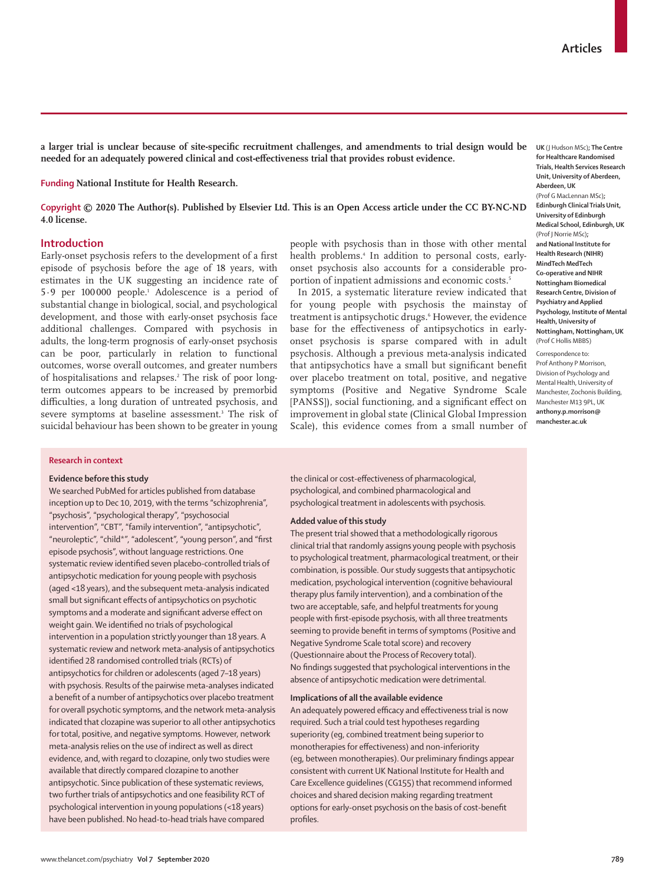a larger trial is unclear because of site-specific recruitment challenges, and amendments to trial design would be needed for an adequately powered clinical and cost-effectiveness trial that provides robust evidence.

**Funding** National Institute for Health Research.

**Copyright** © 2020 The Author(s). Published by Elsevier Ltd. This is an Open Access article under the CC BY-NC-ND 4.0 license.

UK (J Hudson MSc); **The Centre for Healthcare Randomised Trials, Health Services Research Unit, University of Aberdeen, Aberdeen, UK** (Prof G MacLennan MSc); **Edinburgh Clinical Trials Unit, University of Edinburgh Medical School, Edinburgh, UK** (Prof J Norrie MSc); **and National Institute for Health Research (NIHR) MindTech MedTech Co-operative and NIHR Nottingham Biomedical Research Centre, Division of Psychiatry and Applied Psychology, Institute of Mental Health, University of Nottingham, Nottingham, UK** (Prof C Hollis MBBS)

Correspondence to: Prof Anthony P Morrison, Division of Psychology and Mental Health, University of Manchester, Zochonis Building, Manchester M13 9PL, UK **anthony.p.morrison@manchester.ac.uk**

## Introduction

Early-onset psychosis refers to the development of a first episode of psychosis before the age of 18 years, with estimates in the UK suggesting an incidence rate of 5·9 per 100000 people.[1] Adolescence is a period of substantial change in biological, social, and psychological development, and those with early-onset psychosis face additional challenges. Compared with psychosis in adults, the long-term prognosis of early-onset psychosis can be poor, particularly in relation to functional outcomes, worse overall outcomes, and greater numbers of hospitalisations and relapses.[2] The risk of poor long-term outcomes appears to be increased by premorbid difficulties, a long duration of untreated psychosis, and severe symptoms at baseline assessment.[3] The risk of suicidal behaviour has been shown to be greater in young people with psychosis than in those with other mental health problems.[4] In addition to personal costs, early-onset psychosis also accounts for a considerable proportion of inpatient admissions and economic costs.[5]

In 2015, a systematic literature review indicated that for young people with psychosis the mainstay of treatment is antipsychotic drugs.[6] However, the evidence base for the effectiveness of antipsychotics in early-onset psychosis is sparse compared with in adult psychosis. Although a previous meta-analysis indicated that antipsychotics have a small but significant benefit over placebo treatment on total, positive, and negative symptoms (Positive and Negative Syndrome Scale [PANSS]), social functioning, and a significant effect on improvement in global state (Clinical Global Impression Scale), this evidence comes from a small number of

### Research in context

**Evidence before this study**

We searched PubMed for articles published from database inception up to Dec 10, 2019, with the terms "schizophrenia", "psychosis", "psychological therapy", "psychosocial intervention", "CBT", "family intervention", "antipsychotic", "neuroleptic", "child*", "adolescent", "young person", and "first episode psychosis", without language restrictions. One systematic review identified seven placebo-controlled trials of antipsychotic medication for young people with psychosis (aged <18 years), and the subsequent meta-analysis indicated small but significant effects of antipsychotics on psychotic symptoms and a moderate and significant adverse effect on weight gain. We identified no trials of psychological intervention in a population strictly younger than 18 years. A systematic review and network meta-analysis of antipsychotics identified 28 randomised controlled trials (RCTs) of antipsychotics for children or adolescents (aged 7–18 years) with psychosis. Results of the pairwise meta-analyses indicated a benefit of a number of antipsychotics over placebo treatment for overall psychotic symptoms, and the network meta-analysis indicated that clozapine was superior to all other antipsychotics for total, positive, and negative symptoms. However, network meta-analysis relies on the use of indirect as well as direct evidence, and, with regard to clozapine, only two studies were available that directly compared clozapine to another antipsychotic. Since publication of these systematic reviews, two further trials of antipsychotics and one feasibility RCT of psychological intervention in young populations (<18 years) have been published. No head-to-head trials have compared the clinical or cost-effectiveness of pharmacological, psychological, and combined pharmacological and psychological treatment in adolescents with psychosis.

**Added value of this study**

The present trial showed that a methodologically rigorous clinical trial that randomly assigns young people with psychosis to psychological treatment, pharmacological treatment, or their combination, is possible. Our study suggests that antipsychotic medication, psychological intervention (cognitive behavioural therapy plus family intervention), and a combination of the two are acceptable, safe, and helpful treatments for young people with first-episode psychosis, with all three treatments seeming to provide benefit in terms of symptoms (Positive and Negative Syndrome Scale total score) and recovery (Questionnaire about the Process of Recovery total). No findings suggested that psychological interventions in the absence of antipsychotic medication were detrimental.

**Implications of all the available evidence**

An adequately powered efficacy and effectiveness trial is now required. Such a trial could test hypotheses regarding superiority (eg, combined treatment being superior to monotherapies for effectiveness) and non-inferiority (eg, between monotherapies). Our preliminary findings appear consistent with current UK National Institute for Health and Care Excellence guidelines (CG155) that recommend informed choices and shared decision making regarding treatment options for early-onset psychosis on the basis of cost-benefit profiles.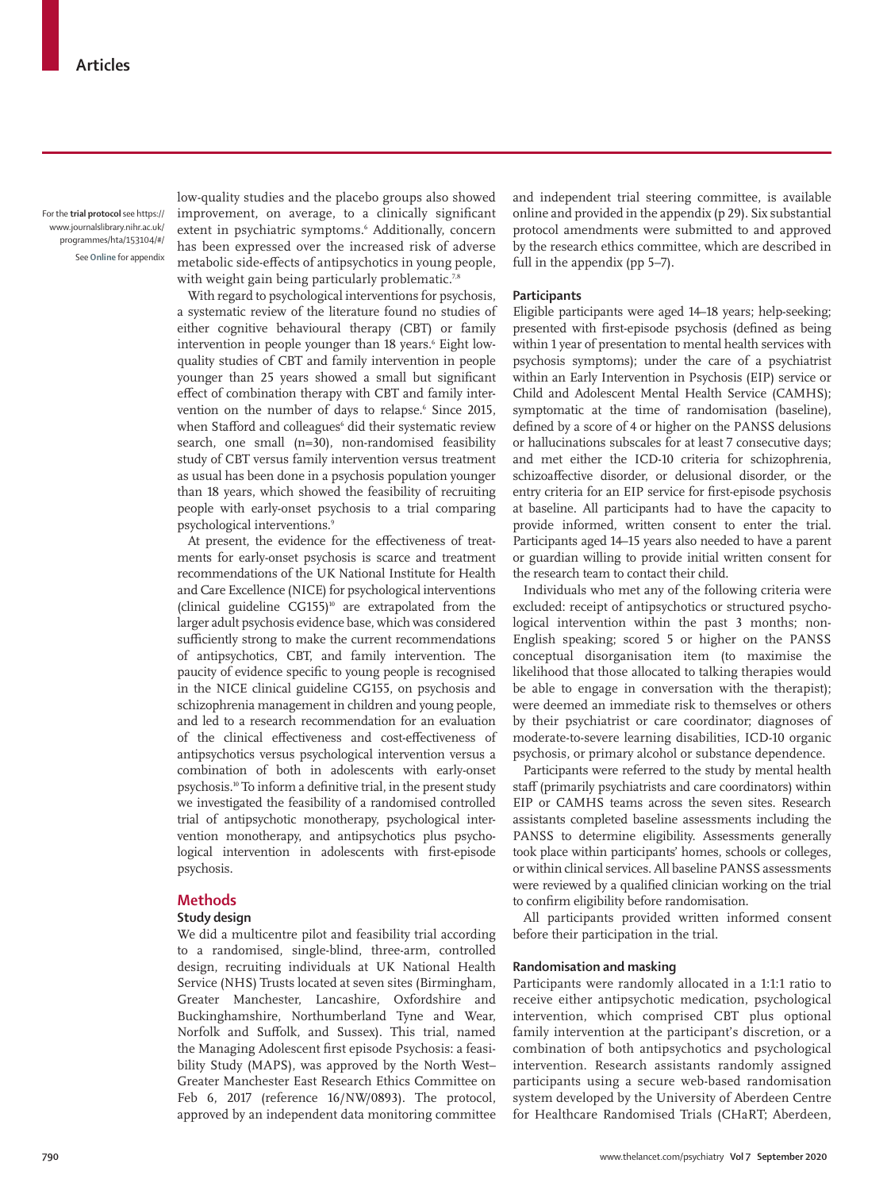For the **trial protocol** see https://www.journalslibrary.nihr.ac.uk/programmes/hta/153104/#/

See **Online** for appendix

low-quality studies and the placebo groups also showed improvement, on average, to a clinically significant extent in psychiatric symptoms.[6] Additionally, concern has been expressed over the increased risk of adverse metabolic side-effects of antipsychotics in young people, with weight gain being particularly problematic.[7,8]

With regard to psychological interventions for psychosis, a systematic review of the literature found no studies of either cognitive behavioural therapy (CBT) or family intervention in people younger than 18 years.[6] Eight low-quality studies of CBT and family intervention in people younger than 25 years showed a small but significant effect of combination therapy with CBT and family intervention on the number of days to relapse.[6] Since 2015, when Stafford and colleagues[6] did their systematic review search, one small (n=30), non-randomised feasibility study of CBT versus family intervention versus treatment as usual has been done in a psychosis population younger than 18 years, which showed the feasibility of recruiting people with early-onset psychosis to a trial comparing psychological interventions.[9]

At present, the evidence for the effectiveness of treatments for early-onset psychosis is scarce and treatment recommendations of the UK National Institute for Health and Care Excellence (NICE) for psychological interventions (clinical guideline CG155)[10] are extrapolated from the larger adult psychosis evidence base, which was considered sufficiently strong to make the current recommendations of antipsychotics, CBT, and family intervention. The paucity of evidence specific to young people is recognised in the NICE clinical guideline CG155, on psychosis and schizophrenia management in children and young people, and led to a research recommendation for an evaluation of the clinical effectiveness and cost-effectiveness of antipsychotics versus psychological intervention versus a combination of both in adolescents with early-onset psychosis.[10] To inform a definitive trial, in the present study we investigated the feasibility of a randomised controlled trial of antipsychotic monotherapy, psychological intervention monotherapy, and antipsychotics plus psychological intervention in adolescents with first-episode psychosis.

## Methods

### Study design

We did a multicentre pilot and feasibility trial according to a randomised, single-blind, three-arm, controlled design, recruiting individuals at UK National Health Service (NHS) Trusts located at seven sites (Birmingham, Greater Manchester, Lancashire, Oxfordshire and Buckinghamshire, Northumberland Tyne and Wear, Norfolk and Suffolk, and Sussex). This trial, named the Managing Adolescent first episode Psychosis: a feasibility Study (MAPS), was approved by the North West–Greater Manchester East Research Ethics Committee on Feb 6, 2017 (reference 16/NW/0893). The protocol, approved by an independent data monitoring committee and independent trial steering committee, is available online and provided in the appendix (p 29). Six substantial protocol amendments were submitted to and approved by the research ethics committee, which are described in full in the appendix (pp 5–7).

### Participants

Eligible participants were aged 14–18 years; help-seeking; presented with first-episode psychosis (defined as being within 1 year of presentation to mental health services with psychosis symptoms); under the care of a psychiatrist within an Early Intervention in Psychosis (EIP) service or Child and Adolescent Mental Health Service (CAMHS); symptomatic at the time of randomisation (baseline), defined by a score of 4 or higher on the PANSS delusions or hallucinations subscales for at least 7 consecutive days; and met either the ICD-10 criteria for schizophrenia, schizoaffective disorder, or delusional disorder, or the entry criteria for an EIP service for first-episode psychosis at baseline. All participants had to have the capacity to provide informed, written consent to enter the trial. Participants aged 14–15 years also needed to have a parent or guardian willing to provide initial written consent for the research team to contact their child.

Individuals who met any of the following criteria were excluded: receipt of antipsychotics or structured psychological intervention within the past 3 months; non-English speaking; scored 5 or higher on the PANSS conceptual disorganisation item (to maximise the likelihood that those allocated to talking therapies would be able to engage in conversation with the therapist); were deemed an immediate risk to themselves or others by their psychiatrist or care coordinator; diagnoses of moderate-to-severe learning disabilities, ICD-10 organic psychosis, or primary alcohol or substance dependence.

Participants were referred to the study by mental health staff (primarily psychiatrists and care coordinators) within EIP or CAMHS teams across the seven sites. Research assistants completed baseline assessments including the PANSS to determine eligibility. Assessments generally took place within participants' homes, schools or colleges, or within clinical services. All baseline PANSS assessments were reviewed by a qualified clinician working on the trial to confirm eligibility before randomisation.

All participants provided written informed consent before their participation in the trial.

### Randomisation and masking

Participants were randomly allocated in a 1:1:1 ratio to receive either antipsychotic medication, psychological intervention, which comprised CBT plus optional family intervention at the participant's discretion, or a combination of both antipsychotics and psychological intervention. Research assistants randomly assigned participants using a secure web-based randomisation system developed by the University of Aberdeen Centre for Healthcare Randomised Trials (CHaRT; Aberdeen,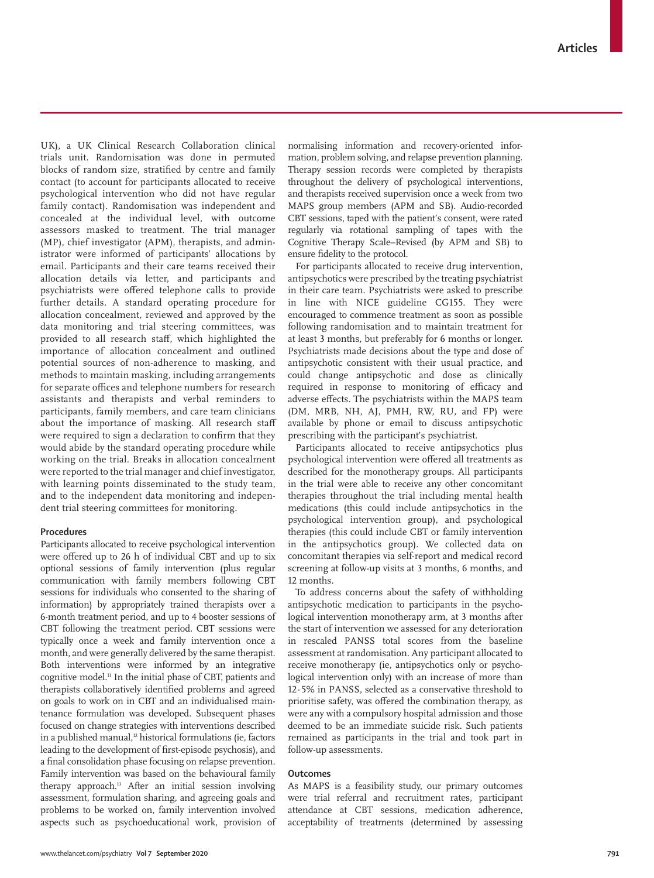UK), a UK Clinical Research Collaboration clinical trials unit. Randomisation was done in permuted blocks of random size, stratified by centre and family contact (to account for participants allocated to receive psychological intervention who did not have regular family contact). Randomisation was independent and concealed at the individual level, with outcome assessors masked to treatment. The trial manager (MP), chief investigator (APM), therapists, and administrator were informed of participants' allocations by email. Participants and their care teams received their allocation details via letter, and participants and psychiatrists were offered telephone calls to provide further details. A standard operating procedure for allocation concealment, reviewed and approved by the data monitoring and trial steering committees, was provided to all research staff, which highlighted the importance of allocation concealment and outlined potential sources of non-adherence to masking, and methods to maintain masking, including arrangements for separate offices and telephone numbers for research assistants and therapists and verbal reminders to participants, family members, and care team clinicians about the importance of masking. All research staff were required to sign a declaration to confirm that they would abide by the standard operating procedure while working on the trial. Breaks in allocation concealment were reported to the trial manager and chief investigator, with learning points disseminated to the study team, and to the independent data monitoring and independent trial steering committees for monitoring.

### Procedures

Participants allocated to receive psychological intervention were offered up to 26 h of individual CBT and up to six optional sessions of family intervention (plus regular communication with family members following CBT sessions for individuals who consented to the sharing of information) by appropriately trained therapists over a 6-month treatment period, and up to 4 booster sessions of CBT following the treatment period. CBT sessions were typically once a week and family intervention once a month, and were generally delivered by the same therapist. Both interventions were informed by an integrative cognitive model.[11] In the initial phase of CBT, patients and therapists collaboratively identified problems and agreed on goals to work on in CBT and an individualised maintenance formulation was developed. Subsequent phases focused on change strategies with interventions described in a published manual,[12] historical formulations (ie, factors leading to the development of first-episode psychosis), and a final consolidation phase focusing on relapse prevention. Family intervention was based on the behavioural family therapy approach.[13] After an initial session involving assessment, formulation sharing, and agreeing goals and problems to be worked on, family intervention involved aspects such as psychoeducational work, provision of normalising information and recovery-oriented information, problem solving, and relapse prevention planning. Therapy session records were completed by therapists throughout the delivery of psychological interventions, and therapists received supervision once a week from two MAPS group members (APM and SB). Audio-recorded CBT sessions, taped with the patient's consent, were rated regularly via rotational sampling of tapes with the Cognitive Therapy Scale–Revised (by APM and SB) to ensure fidelity to the protocol.

For participants allocated to receive drug intervention, antipsychotics were prescribed by the treating psychiatrist in their care team. Psychiatrists were asked to prescribe in line with NICE guideline CG155. They were encouraged to commence treatment as soon as possible following randomisation and to maintain treatment for at least 3 months, but preferably for 6 months or longer. Psychiatrists made decisions about the type and dose of antipsychotic consistent with their usual practice, and could change antipsychotic and dose as clinically required in response to monitoring of efficacy and adverse effects. The psychiatrists within the MAPS team (DM, MRB, NH, AJ, PMH, RW, RU, and FP) were available by phone or email to discuss antipsychotic prescribing with the participant's psychiatrist.

Participants allocated to receive antipsychotics plus psychological intervention were offered all treatments as described for the monotherapy groups. All participants in the trial were able to receive any other concomitant therapies throughout the trial including mental health medications (this could include antipsychotics in the psychological intervention group), and psychological therapies (this could include CBT or family intervention in the antipsychotics group). We collected data on concomitant therapies via self-report and medical record screening at follow-up visits at 3 months, 6 months, and 12 months.

To address concerns about the safety of withholding antipsychotic medication to participants in the psychological intervention monotherapy arm, at 3 months after the start of intervention we assessed for any deterioration in rescaled PANSS total scores from the baseline assessment at randomisation. Any participant allocated to receive monotherapy (ie, antipsychotics only or psychological intervention only) with an increase of more than 12·5% in PANSS, selected as a conservative threshold to prioritise safety, was offered the combination therapy, as were any with a compulsory hospital admission and those deemed to be an immediate suicide risk. Such patients remained as participants in the trial and took part in follow-up assessments.

### Outcomes

As MAPS is a feasibility study, our primary outcomes were trial referral and recruitment rates, participant attendance at CBT sessions, medication adherence, acceptability of treatments (determined by assessing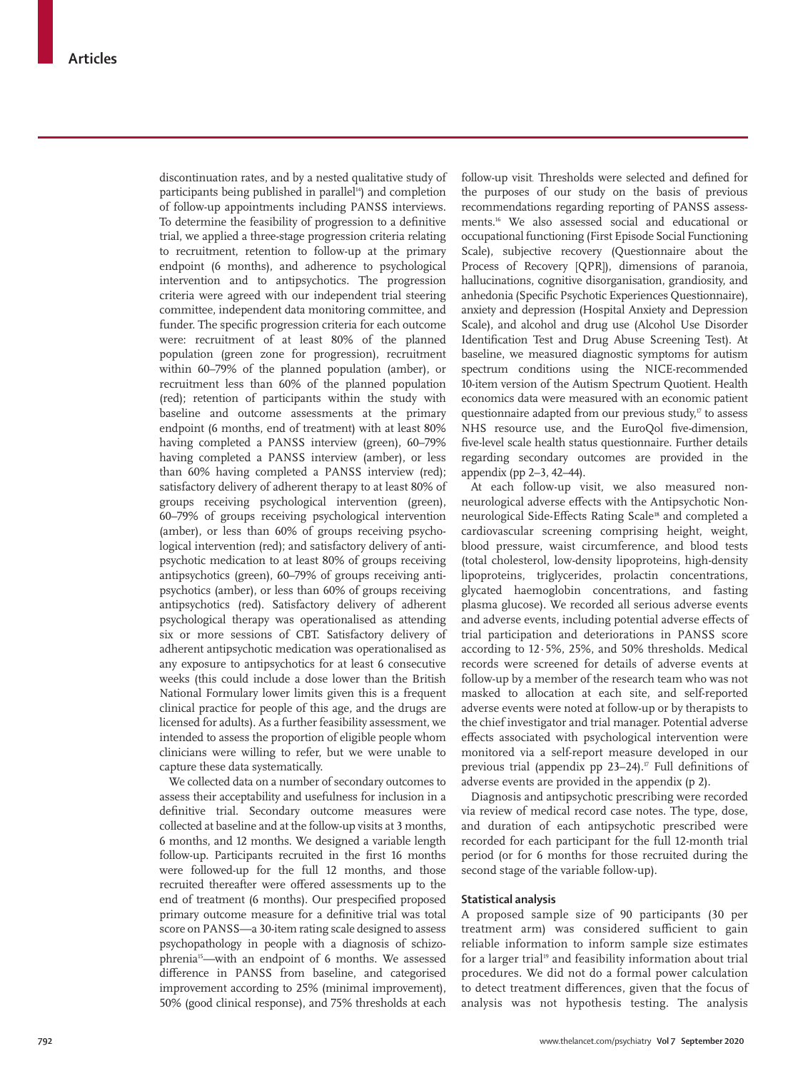discontinuation rates, and by a nested qualitative study of participants being published in parallel[14]) and completion of follow-up appointments including PANSS interviews. To determine the feasibility of progression to a definitive trial, we applied a three-stage progression criteria relating to recruitment, retention to follow-up at the primary endpoint (6 months), and adherence to psychological intervention and to antipsychotics. The progression criteria were agreed with our independent trial steering committee, independent data monitoring committee, and funder. The specific progression criteria for each outcome were: recruitment of at least 80% of the planned population (green zone for progression), recruitment within 60–79% of the planned population (amber), or recruitment less than 60% of the planned population (red); retention of participants within the study with baseline and outcome assessments at the primary endpoint (6 months, end of treatment) with at least 80% having completed a PANSS interview (green), 60–79% having completed a PANSS interview (amber), or less than 60% having completed a PANSS interview (red); satisfactory delivery of adherent therapy to at least 80% of groups receiving psychological intervention (green), 60–79% of groups receiving psychological intervention (amber), or less than 60% of groups receiving psychological intervention (red); and satisfactory delivery of antipsychotic medication to at least 80% of groups receiving antipsychotics (green), 60–79% of groups receiving antipsychotics (amber), or less than 60% of groups receiving antipsychotics (red). Satisfactory delivery of adherent psychological therapy was operationalised as attending six or more sessions of CBT. Satisfactory delivery of adherent antipsychotic medication was operationalised as any exposure to antipsychotics for at least 6 consecutive weeks (this could include a dose lower than the British National Formulary lower limits given this is a frequent clinical practice for people of this age, and the drugs are licensed for adults). As a further feasibility assessment, we intended to assess the proportion of eligible people whom clinicians were willing to refer, but we were unable to capture these data systematically.

We collected data on a number of secondary outcomes to assess their acceptability and usefulness for inclusion in a definitive trial. Secondary outcome measures were collected at baseline and at the follow-up visits at 3 months, 6 months, and 12 months. We designed a variable length follow-up. Participants recruited in the first 16 months were followed-up for the full 12 months, and those recruited thereafter were offered assessments up to the end of treatment (6 months). Our prespecified proposed primary outcome measure for a definitive trial was total score on PANSS—a 30-item rating scale designed to assess psychopathology in people with a diagnosis of schizophrenia[15]—with an endpoint of 6 months. We assessed difference in PANSS from baseline, and categorised improvement according to 25% (minimal improvement), 50% (good clinical response), and 75% thresholds at each follow-up visit. Thresholds were selected and defined for the purposes of our study on the basis of previous recommendations regarding reporting of PANSS assessments.[16] We also assessed social and educational or occupational functioning (First Episode Social Functioning Scale), subjective recovery (Questionnaire about the Process of Recovery [QPR]), dimensions of paranoia, hallucinations, cognitive disorganisation, grandiosity, and anhedonia (Specific Psychotic Experiences Questionnaire), anxiety and depression (Hospital Anxiety and Depression Scale), and alcohol and drug use (Alcohol Use Disorder Identification Test and Drug Abuse Screening Test). At baseline, we measured diagnostic symptoms for autism spectrum conditions using the NICE-recommended 10-item version of the Autism Spectrum Quotient. Health economics data were measured with an economic patient questionnaire adapted from our previous study,[17] to assess NHS resource use, and the EuroQol five-dimension, five-level scale health status questionnaire. Further details regarding secondary outcomes are provided in the appendix (pp 2–3, 42–44).

At each follow-up visit, we also measured non-neurological adverse effects with the Antipsychotic Non-neurological Side-Effects Rating Scale[18] and completed a cardiovascular screening comprising height, weight, blood pressure, waist circumference, and blood tests (total cholesterol, low-density lipoproteins, high-density lipoproteins, triglycerides, prolactin concentrations, glycated haemoglobin concentrations, and fasting plasma glucose). We recorded all serious adverse events and adverse events, including potential adverse effects of trial participation and deteriorations in PANSS score according to 12·5%, 25%, and 50% thresholds. Medical records were screened for details of adverse events at follow-up by a member of the research team who was not masked to allocation at each site, and self-reported adverse events were noted at follow-up or by therapists to the chief investigator and trial manager. Potential adverse effects associated with psychological intervention were monitored via a self-report measure developed in our previous trial (appendix pp 23–24).[17] Full definitions of adverse events are provided in the appendix (p 2).

Diagnosis and antipsychotic prescribing were recorded via review of medical record case notes. The type, dose, and duration of each antipsychotic prescribed were recorded for each participant for the full 12-month trial period (or for 6 months for those recruited during the second stage of the variable follow-up).

## Statistical analysis

A proposed sample size of 90 participants (30 per treatment arm) was considered sufficient to gain reliable information to inform sample size estimates for a larger trial[19] and feasibility information about trial procedures. We did not do a formal power calculation to detect treatment differences, given that the focus of analysis was not hypothesis testing. The analysis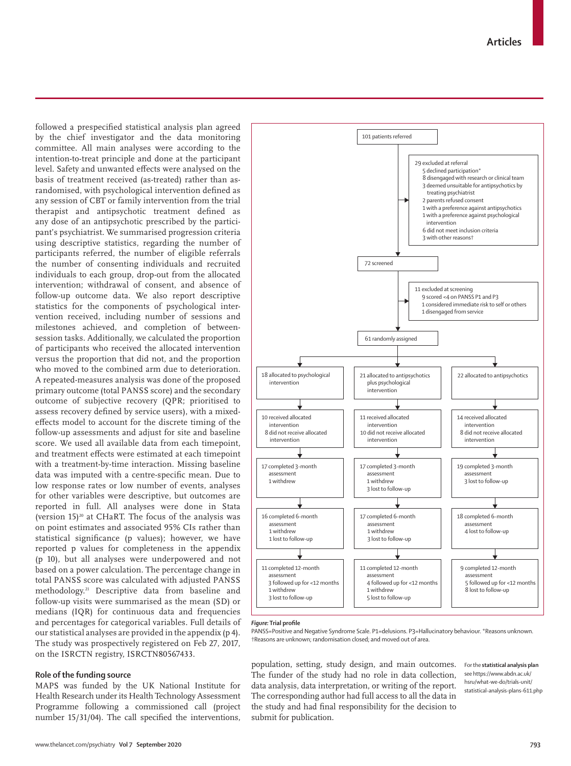followed a prespecified statistical analysis plan agreed by the chief investigator and the data monitoring committee. All main analyses were according to the intention-to-treat principle and done at the participant level. Safety and unwanted effects were analysed on the basis of treatment received (as-treated) rather than as-randomised, with psychological intervention defined as any session of CBT or family intervention from the trial therapist and antipsychotic treatment defined as any dose of an antipsychotic prescribed by the participant's psychiatrist. We summarised progression criteria using descriptive statistics, regarding the number of participants referred, the number of eligible referrals the number of consenting individuals and recruited individuals to each group, drop-out from the allocated intervention; withdrawal of consent, and absence of follow-up outcome data. We also report descriptive statistics for the components of psychological intervention received, including number of sessions and milestones achieved, and completion of between-session tasks. Additionally, we calculated the proportion of participants who received the allocated intervention versus the proportion that did not, and the proportion who moved to the combined arm due to deterioration. A repeated-measures analysis was done of the proposed primary outcome (total PANSS score) and the secondary outcome of subjective recovery (QPR; prioritised to assess recovery defined by service users), with a mixed-effects model to account for the discrete timing of the follow-up assessments and adjust for site and baseline score. We used all available data from each timepoint, and treatment effects were estimated at each timepoint with a treatment-by-time interaction. Missing baseline data was imputed with a centre-specific mean. Due to low response rates or low number of events, analyses for other variables were descriptive, but outcomes are reported in full. All analyses were done in Stata (version 15)[20] at CHaRT. The focus of the analysis was on point estimates and associated 95% CIs rather than statistical significance (p values); however, we have reported p values for completeness in the appendix (p 10), but all analyses were underpowered and not based on a power calculation. The percentage change in total PANSS score was calculated with adjusted PANSS methodology.[21] Descriptive data from baseline and follow-up visits were summarised as the mean (SD) or medians (IQR) for continuous data and frequencies and percentages for categorical variables. Full details of our statistical analyses are provided in the appendix (p 4). The study was prospectively registered on Feb 27, 2017, on the ISRCTN registry, ISRCTN80567433.

For the **statistical analysis plan** see https://www.abdn.ac.uk/hsru/what-we-do/trials-unit/statistical-analysis-plans-611.php

## Role of the funding source

MAPS was funded by the UK National Institute for Health Research under its Health Technology Assessment Programme following a commissioned call (project number 15/31/04). The call specified the interventions, population, setting, study design, and main outcomes. The funder of the study had no role in data collection, data analysis, data interpretation, or writing of the report. The corresponding author had full access to all the data in the study and had final responsibility for the decision to submit for publication.

101 patients referred

29 excluded at referral
- 5 declined participation*
- 8 disengaged with research or clinical team
- 3 deemed unsuitable for antipsychotics by treating psychiatrist
- 2 parents refused consent
- 1 with a preference against antipsychotics
- 1 with a preference against psychological intervention
- 6 did not meet inclusion criteria
- 3 with other reasons†

72 screened

11 excluded at screening
- 9 scored <4 on PANSS P1 and P3
- 1 considered immediate risk to self or others
- 1 disengaged from service

61 randomly assigned

| 18 allocated to psychological intervention | 21 allocated to antipsychotics plus psychological intervention | 22 allocated to antipsychotics |
|---|---|---|
| 10 received allocated intervention; 8 did not receive allocated intervention | 11 received allocated intervention; 10 did not receive allocated intervention | 14 received allocated intervention; 8 did not receive allocated intervention |
| 17 completed 3-month assessment; 1 withdrew | 17 completed 3-month assessment; 1 withdrew; 3 lost to follow-up | 19 completed 3-month assessment; 3 lost to follow-up |
| 16 completed 6-month assessment; 1 withdrew; 1 lost to follow-up | 17 completed 6-month assessment; 1 withdrew; 3 lost to follow-up | 18 completed 6-month assessment; 4 lost to follow-up |
| 11 completed 12-month assessment; 3 followed up for <12 months; 1 withdrew; 3 lost to follow-up | 11 completed 12-month assessment; 4 followed up for <12 months; 1 withdrew; 5 lost to follow-up | 9 completed 12-month assessment; 5 followed up for <12 months; 8 lost to follow-up |

***Figure:*** **Trial profile**

PANSS=Positive and Negative Syndrome Scale. P1=delusions. P3=Hallucinatory behaviour. *Reasons unknown. †Reasons are unknown; randomisation closed; and moved out of area.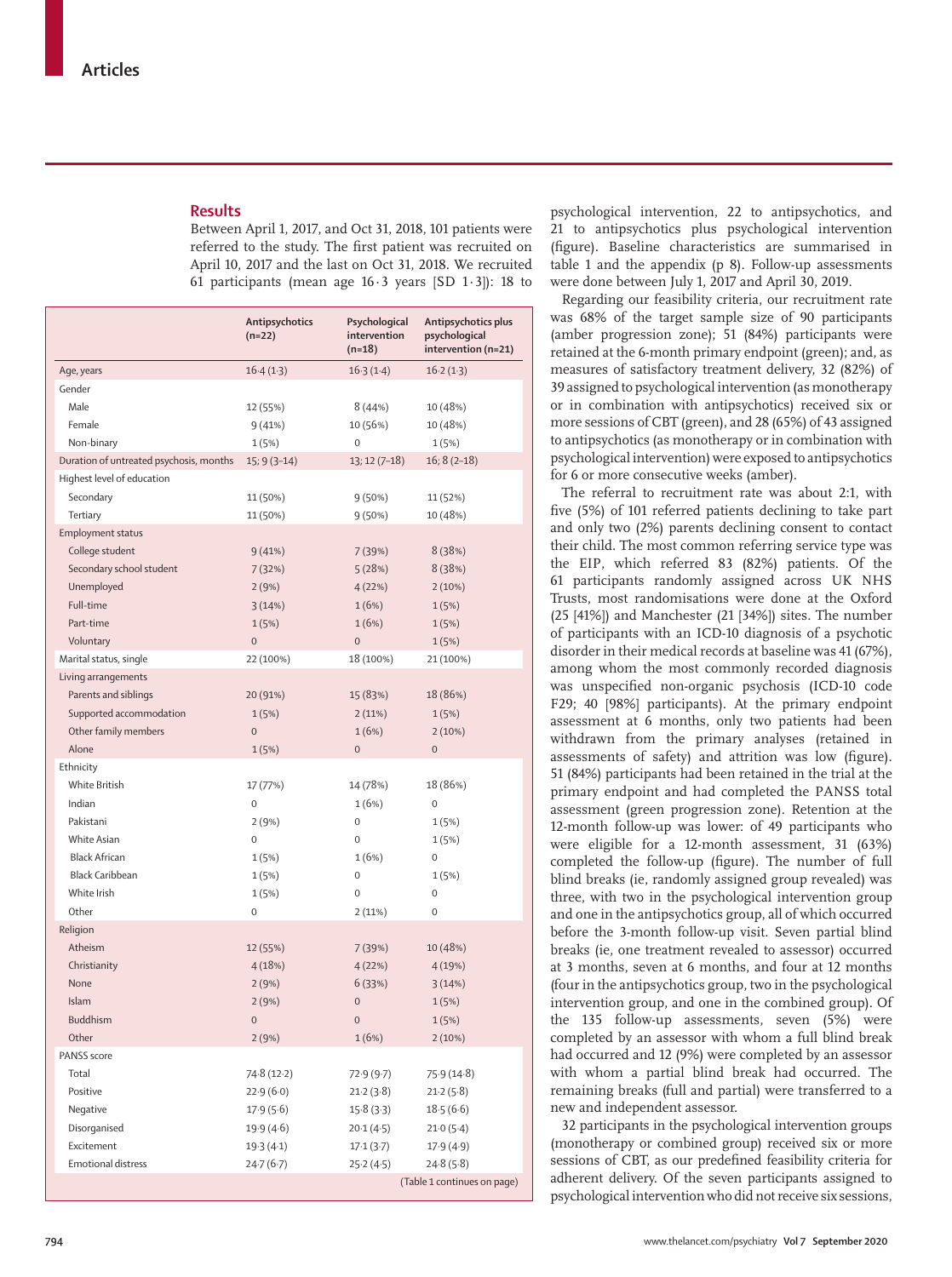## Results

Between April 1, 2017, and Oct 31, 2018, 101 patients were referred to the study. The first patient was recruited on April 10, 2017 and the last on Oct 31, 2018. We recruited 61 participants (mean age 16·3 years [SD 1·3]): 18 to psychological intervention, 22 to antipsychotics, and 21 to antipsychotics plus psychological intervention (figure). Baseline characteristics are summarised in table 1 and the appendix (p 8). Follow-up assessments were done between July 1, 2017 and April 30, 2019.

| | Antipsychotics (n=22) | Psychological intervention (n=18) | Antipsychotics plus psychological intervention (n=21) |
|---|---|---|---|
| Age, years | 16·4 (1·3) | 16·3 (1·4) | 16·2 (1·3) |
| Gender | | | |
| Male | 12 (55%) | 8 (44%) | 10 (48%) |
| Female | 9 (41%) | 10 (56%) | 10 (48%) |
| Non-binary | 1 (5%) | 0 | 1 (5%) |
| Duration of untreated psychosis, months | 15; 9 (3–14) | 13; 12 (7–18) | 16; 8 (2–18) |
| Highest level of education | | | |
| Secondary | 11 (50%) | 9 (50%) | 11 (52%) |
| Tertiary | 11 (50%) | 9 (50%) | 10 (48%) |
| Employment status | | | |
| College student | 9 (41%) | 7 (39%) | 8 (38%) |
| Secondary school student | 7 (32%) | 5 (28%) | 8 (38%) |
| Unemployed | 2 (9%) | 4 (22%) | 2 (10%) |
| Full-time | 3 (14%) | 1 (6%) | 1 (5%) |
| Part-time | 1 (5%) | 1 (6%) | 1 (5%) |
| Voluntary | 0 | 0 | 1 (5%) |
| Marital status, single | 22 (100%) | 18 (100%) | 21 (100%) |
| Living arrangements | | | |
| Parents and siblings | 20 (91%) | 15 (83%) | 18 (86%) |
| Supported accommodation | 1 (5%) | 2 (11%) | 1 (5%) |
| Other family members | 0 | 1 (6%) | 2 (10%) |
| Alone | 1 (5%) | 0 | 0 |
| Ethnicity | | | |
| White British | 17 (77%) | 14 (78%) | 18 (86%) |
| Indian | 0 | 1 (6%) | 0 |
| Pakistani | 2 (9%) | 0 | 1 (5%) |
| White Asian | 0 | 0 | 1 (5%) |
| Black African | 1 (5%) | 1 (6%) | 0 |
| Black Caribbean | 1 (5%) | 0 | 1 (5%) |
| White Irish | 1 (5%) | 0 | 0 |
| Other | 0 | 2 (11%) | 0 |
| Religion | | | |
| Atheism | 12 (55%) | 7 (39%) | 10 (48%) |
| Christianity | 4 (18%) | 4 (22%) | 4 (19%) |
| None | 2 (9%) | 6 (33%) | 3 (14%) |
| Islam | 2 (9%) | 0 | 1 (5%) |
| Buddhism | 0 | 0 | 1 (5%) |
| Other | 2 (9%) | 1 (6%) | 2 (10%) |
| PANSS score | | | |
| Total | 74·8 (12·2) | 72·9 (9·7) | 75·9 (14·8) |
| Positive | 22·9 (6·0) | 21·2 (3·8) | 21·2 (5·8) |
| Negative | 17·9 (5·6) | 15·8 (3·3) | 18·5 (6·6) |
| Disorganised | 19·9 (4·6) | 20·1 (4·5) | 21·0 (5·4) |
| Excitement | 19·3 (4·1) | 17·1 (3·7) | 17·9 (4·9) |
| Emotional distress | 24·7 (6·7) | 25·2 (4·5) | 24·8 (5·8) |

(Table 1 continues on page)

Regarding our feasibility criteria, our recruitment rate was 68% of the target sample size of 90 participants (amber progression zone); 51 (84%) participants were retained at the 6-month primary endpoint (green); and, as measures of satisfactory treatment delivery, 32 (82%) of 39 assigned to psychological intervention (as monotherapy or in combination with antipsychotics) received six or more sessions of CBT (green), and 28 (65%) of 43 assigned to antipsychotics (as monotherapy or in combination with psychological intervention) were exposed to antipsychotics for 6 or more consecutive weeks (amber).

The referral to recruitment rate was about 2:1, with five (5%) of 101 referred patients declining to take part and only two (2%) parents declining consent to contact their child. The most common referring service type was the EIP, which referred 83 (82%) patients. Of the 61 participants randomly assigned across UK NHS Trusts, most randomisations were done at the Oxford (25 [41%]) and Manchester (21 [34%]) sites. The number of participants with an ICD-10 diagnosis of a psychotic disorder in their medical records at baseline was 41 (67%), among whom the most commonly recorded diagnosis was unspecified non-organic psychosis (ICD-10 code F29; 40 [98%] participants). At the primary endpoint assessment at 6 months, only two patients had been withdrawn from the primary analyses (retained in assessments of safety) and attrition was low (figure). 51 (84%) participants had been retained in the trial at the primary endpoint and had completed the PANSS total assessment (green progression zone). Retention at the 12-month follow-up was lower: of 49 participants who were eligible for a 12-month assessment, 31 (63%) completed the follow-up (figure). The number of full blind breaks (ie, randomly assigned group revealed) was three, with two in the psychological intervention group and one in the antipsychotics group, all of which occurred before the 3-month follow-up visit. Seven partial blind breaks (ie, one treatment revealed to assessor) occurred at 3 months, seven at 6 months, and four at 12 months (four in the antipsychotics group, two in the psychological intervention group, and one in the combined group). Of the 135 follow-up assessments, seven (5%) were completed by an assessor with whom a full blind break had occurred and 12 (9%) were completed by an assessor with whom a partial blind break had occurred. The remaining breaks (full and partial) were transferred to a new and independent assessor.

32 participants in the psychological intervention groups (monotherapy or combined group) received six or more sessions of CBT, as our predefined feasibility criteria for adherent delivery. Of the seven participants assigned to psychological intervention who did not receive six sessions,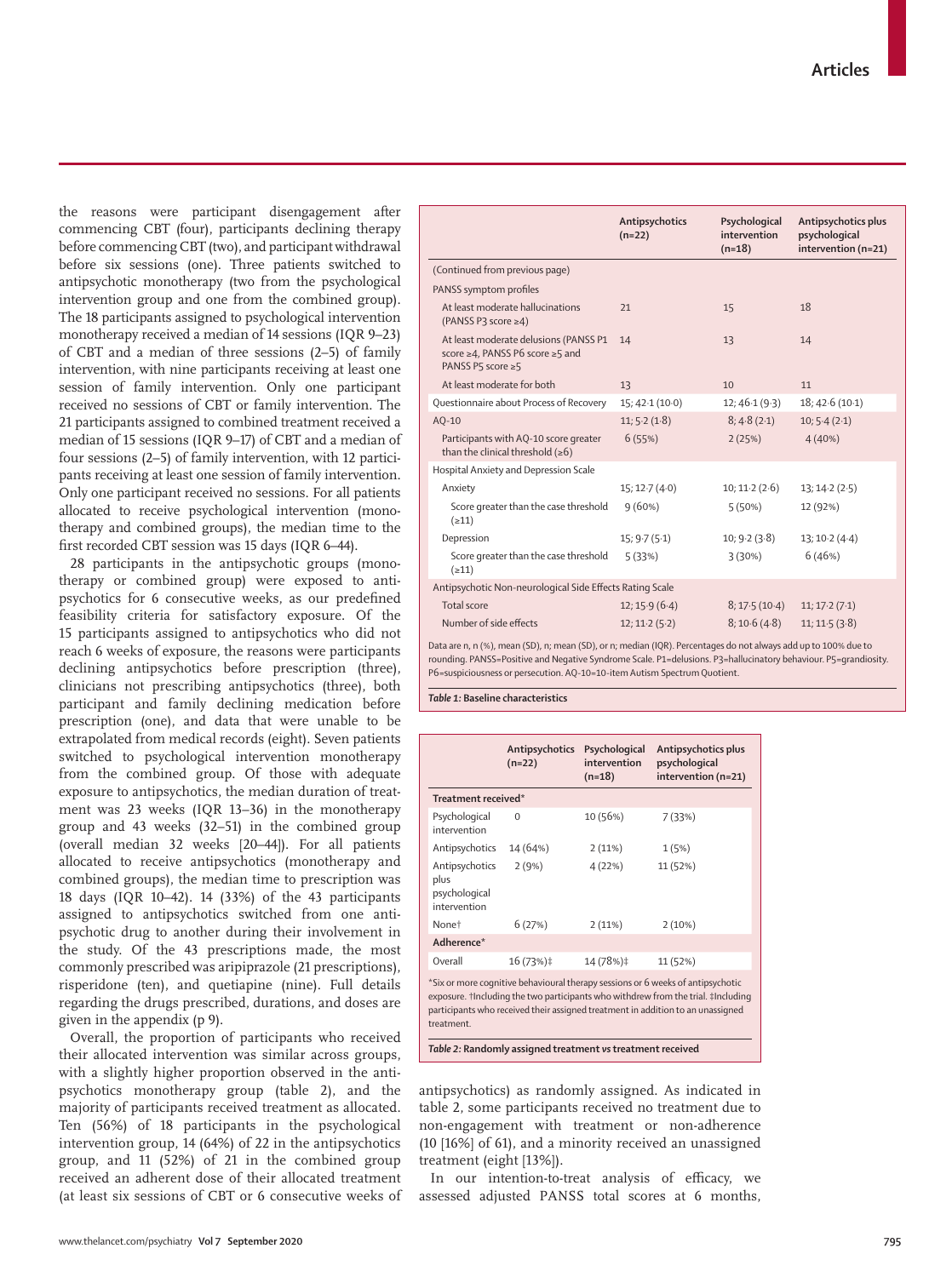the reasons were participant disengagement after commencing CBT (four), participants declining therapy before commencing CBT (two), and participant withdrawal before six sessions (one). Three patients switched to antipsychotic monotherapy (two from the psychological intervention group and one from the combined group). The 18 participants assigned to psychological intervention monotherapy received a median of 14 sessions (IQR 9–23) of CBT and a median of three sessions (2–5) of family intervention, with nine participants receiving at least one session of family intervention. Only one participant received no sessions of CBT or family intervention. The 21 participants assigned to combined treatment received a median of 15 sessions (IQR 9–17) of CBT and a median of four sessions (2–5) of family intervention, with 12 participants receiving at least one session of family intervention. Only one participant received no sessions. For all patients allocated to receive psychological intervention (monotherapy and combined groups), the median time to the first recorded CBT session was 15 days (IQR 6–44).

28 participants in the antipsychotic groups (monotherapy or combined group) were exposed to antipsychotics for 6 consecutive weeks, as our predefined feasibility criteria for satisfactory exposure. Of the 15 participants assigned to antipsychotics who did not reach 6 weeks of exposure, the reasons were participants declining antipsychotics before prescription (three), clinicians not prescribing antipsychotics (three), both participant and family declining medication before prescription (one), and data that were unable to be extrapolated from medical records (eight). Seven patients switched to psychological intervention monotherapy from the combined group. Of those with adequate exposure to antipsychotics, the median duration of treatment was 23 weeks (IQR 13–36) in the monotherapy group and 43 weeks (32–51) in the combined group (overall median 32 weeks [20–44]). For all patients allocated to receive antipsychotics (monotherapy and combined groups), the median time to prescription was 18 days (IQR 10–42). 14 (33%) of the 43 participants assigned to antipsychotics switched from one antipsychotic drug to another during their involvement in the study. Of the 43 prescriptions made, the most commonly prescribed was aripiprazole (21 prescriptions), risperidone (ten), and quetiapine (nine). Full details regarding the drugs prescribed, durations, and doses are given in the appendix (p 9).

Overall, the proportion of participants who received their allocated intervention was similar across groups, with a slightly higher proportion observed in the antipsychotics monotherapy group (table 2), and the majority of participants received treatment as allocated. Ten (56%) of 18 participants in the psychological intervention group, 14 (64%) of 22 in the antipsychotics group, and 11 (52%) of 21 in the combined group received an adherent dose of their allocated treatment (at least six sessions of CBT or 6 consecutive weeks of antipsychotics) as randomly assigned. As indicated in table 2, some participants received no treatment due to non-engagement with treatment or non-adherence (10 [16%] of 61), and a minority received an unassigned treatment (eight [13%]).

In our intention-to-treat analysis of efficacy, we assessed adjusted PANSS total scores at 6 months,

| | Antipsychotics (n=22) | Psychological intervention (n=18) | Antipsychotics plus psychological intervention (n=21) |
|---|---|---|---|
| (Continued from previous page) | | | |
| PANSS symptom profiles | | | |
| At least moderate hallucinations (PANSS P3 score ≥4) | 21 | 15 | 18 |
| At least moderate delusions (PANSS P1 score ≥4, PANSS P6 score ≥5 and PANSS P5 score ≥5 | 14 | 13 | 14 |
| At least moderate for both | 13 | 10 | 11 |
| Questionnaire about Process of Recovery | 15; 42·1 (10·0) | 12; 46·1 (9·3) | 18; 42·6 (10·1) |
| AQ-10 | 11; 5·2 (1·8) | 8; 4·8 (2·1) | 10; 5·4 (2·1) |
| Participants with AQ-10 score greater than the clinical threshold (≥6) | 6 (55%) | 2 (25%) | 4 (40%) |
| Hospital Anxiety and Depression Scale | | | |
| Anxiety | 15; 12·7 (4·0) | 10; 11·2 (2·6) | 13; 14·2 (2·5) |
| Score greater than the case threshold (≥11) | 9 (60%) | 5 (50%) | 12 (92%) |
| Depression | 15; 9·7 (5·1) | 10; 9·2 (3·8) | 13; 10·2 (4·4) |
| Score greater than the case threshold (≥11) | 5 (33%) | 3 (30%) | 6 (46%) |
| Antipsychotic Non-neurological Side Effects Rating Scale | | | |
| Total score | 12; 15·9 (6·4) | 8; 17·5 (10·4) | 11; 17·2 (7·1) |
| Number of side effects | 12; 11·2 (5·2) | 8; 10·6 (4·8) | 11; 11·5 (3·8) |

Data are n, n (%), mean (SD), n; mean (SD), or n; median (IQR). Percentages do not always add up to 100% due to rounding. PANSS=Positive and Negative Syndrome Scale. P1=delusions. P3=hallucinatory behaviour. P5=grandiosity. P6=suspiciousness or persecution. AQ-10=10-item Autism Spectrum Quotient.

*Table 1:* **Baseline characteristics**

| | Antipsychotics (n=22) | Psychological intervention (n=18) | Antipsychotics plus psychological intervention (n=21) |
|---|---|---|---|
| **Treatment received*** | | | |
| Psychological intervention | 0 | 10 (56%) | 7 (33%) |
| Antipsychotics | 14 (64%) | 2 (11%) | 1 (5%) |
| Antipsychotics plus psychological intervention | 2 (9%) | 4 (22%) | 11 (52%) |
| None† | 6 (27%) | 2 (11%) | 2 (10%) |
| **Adherence*** | | | |
| Overall | 16 (73%)‡ | 14 (78%)‡ | 11 (52%) |

*Six or more cognitive behavioural therapy sessions or 6 weeks of antipsychotic exposure. †Including the two participants who withdrew from the trial. ‡Including participants who received their assigned treatment in addition to an unassigned treatment.

*Table 2:* **Randomly assigned treatment *vs* treatment received**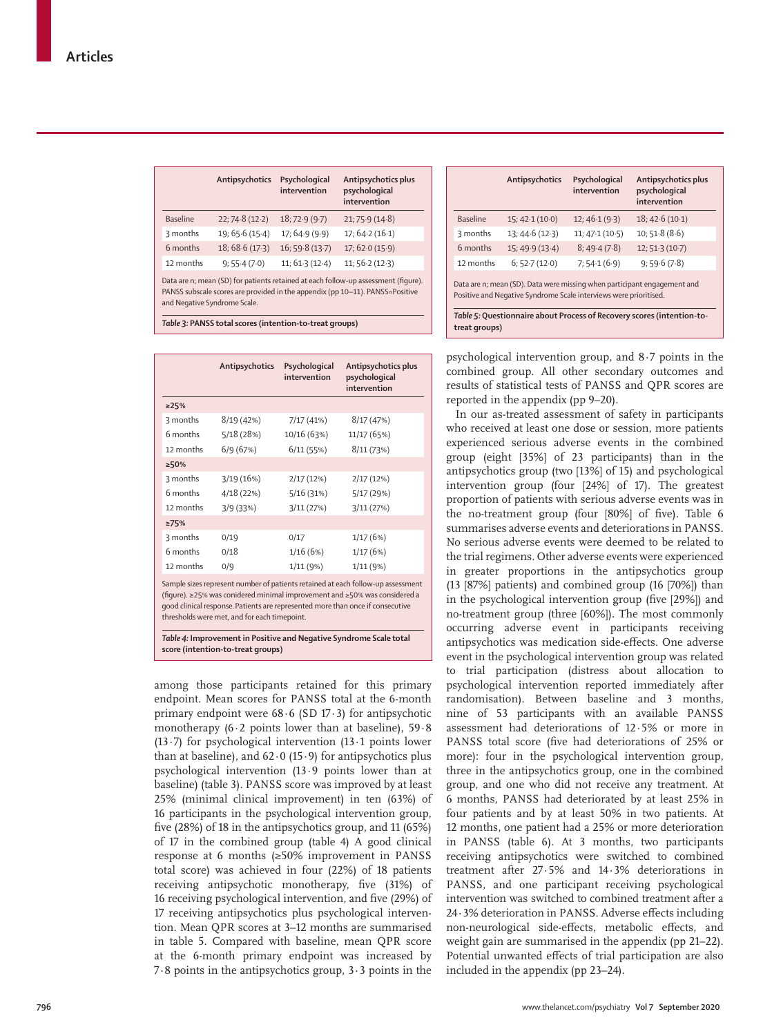| | Antipsychotics | Psychological intervention | Antipsychotics plus psychological intervention |
|---|---|---|---|
| Baseline | 22; 74·8 (12·2) | 18; 72·9 (9·7) | 21; 75·9 (14·8) |
| 3 months | 19; 65·6 (15·4) | 17; 64·9 (9·9) | 17; 64·2 (16·1) |
| 6 months | 18; 68·6 (17·3) | 16; 59·8 (13·7) | 17; 62·0 (15·9) |
| 12 months | 9; 55·4 (7·0) | 11; 61·3 (12·4) | 11; 56·2 (12·3) |

Data are n; mean (SD) for patients retained at each follow-up assessment (figure). PANSS subscale scores are provided in the appendix (pp 10–11). PANSS=Positive and Negative Syndrome Scale.

*Table 3:* **PANSS total scores (intention-to-treat groups)**

| | Antipsychotics | Psychological intervention | Antipsychotics plus psychological intervention |
|---|---|---|---|
| **≥25%** | | | |
| 3 months | 8/19 (42%) | 7/17 (41%) | 8/17 (47%) |
| 6 months | 5/18 (28%) | 10/16 (63%) | 11/17 (65%) |
| 12 months | 6/9 (67%) | 6/11 (55%) | 8/11 (73%) |
| **≥50%** | | | |
| 3 months | 3/19 (16%) | 2/17 (12%) | 2/17 (12%) |
| 6 months | 4/18 (22%) | 5/16 (31%) | 5/17 (29%) |
| 12 months | 3/9 (33%) | 3/11 (27%) | 3/11 (27%) |
| **≥75%** | | | |
| 3 months | 0/19 | 0/17 | 1/17 (6%) |
| 6 months | 0/18 | 1/16 (6%) | 1/17 (6%) |
| 12 months | 0/9 | 1/11 (9%) | 1/11 (9%) |

Sample sizes represent number of patients retained at each follow-up assessment (figure). ≥25% was conidered minimal improvement and ≥50% was considered a good clinical response. Patients are represented more than once if consecutive thresholds were met, and for each timepoint.

*Table 4:* **Improvement in Positive and Negative Syndrome Scale total score (intention-to-treat groups)**

among those participants retained for this primary endpoint. Mean scores for PANSS total at the 6-month primary endpoint were 68·6 (SD 17·3) for antipsychotic monotherapy (6·2 points lower than at baseline), 59·8 (13·7) for psychological intervention (13·1 points lower than at baseline), and 62·0 (15·9) for antipsychotics plus psychological intervention (13·9 points lower than at baseline) (table 3). PANSS score was improved by at least 25% (minimal clinical improvement) in ten (63%) of 16 participants in the psychological intervention group, five (28%) of 18 in the antipsychotics group, and 11 (65%) of 17 in the combined group (table 4) A good clinical response at 6 months (≥50% improvement in PANSS total score) was achieved in four (22%) of 18 patients receiving antipsychotic monotherapy, five (31%) of 16 receiving psychological intervention, and five (29%) of 17 receiving antipsychotics plus psychological intervention. Mean QPR scores at 3–12 months are summarised in table 5. Compared with baseline, mean QPR score at the 6-month primary endpoint was increased by 7·8 points in the antipsychotics group, 3·3 points in the psychological intervention group, and 8·7 points in the combined group. All other secondary outcomes and results of statistical tests of PANSS and QPR scores are reported in the appendix (pp 9–20).

| | Antipsychotics | Psychological intervention | Antipsychotics plus psychological intervention |
|---|---|---|---|
| Baseline | 15; 42·1 (10·0) | 12; 46·1 (9·3) | 18; 42·6 (10·1) |
| 3 months | 13; 44·6 (12·3) | 11; 47·1 (10·5) | 10; 51·8 (8·6) |
| 6 months | 15; 49·9 (13·4) | 8; 49·4 (7·8) | 12; 51·3 (10·7) |
| 12 months | 6; 52·7 (12·0) | 7; 54·1 (6·9) | 9; 59·6 (7·8) |

Data are n; mean (SD). Data were missing when participant engagement and Positive and Negative Syndrome Scale interviews were prioritised.

*Table 5:* **Questionnaire about Process of Recovery scores (intention-to-treat groups)**

In our as-treated assessment of safety in participants who received at least one dose or session, more patients experienced serious adverse events in the combined group (eight [35%] of 23 participants) than in the antipsychotics group (two [13%] of 15) and psychological intervention group (four [24%] of 17). The greatest proportion of patients with serious adverse events was in the no-treatment group (four [80%] of five). Table 6 summarises adverse events and deteriorations in PANSS. No serious adverse events were deemed to be related to the trial regimens. Other adverse events were experienced in greater proportions in the antipsychotics group (13 [87%] patients) and combined group (16 [70%]) than in the psychological intervention group (five [29%]) and no-treatment group (three [60%]). The most commonly occurring adverse event in participants receiving antipsychotics was medication side-effects. One adverse event in the psychological intervention group was related to trial participation (distress about allocation to psychological intervention reported immediately after randomisation). Between baseline and 3 months, nine of 53 participants with an available PANSS assessment had deteriorations of 12·5% or more in PANSS total score (five had deteriorations of 25% or more): four in the psychological intervention group, three in the antipsychotics group, one in the combined group, and one who did not receive any treatment. At 6 months, PANSS had deteriorated by at least 25% in four patients and by at least 50% in two patients. At 12 months, one patient had a 25% or more deterioration in PANSS (table 6). At 3 months, two participants receiving antipsychotics were switched to combined treatment after 27·5% and 14·3% deteriorations in PANSS, and one participant receiving psychological intervention was switched to combined treatment after a 24·3% deterioration in PANSS. Adverse effects including non-neurological side-effects, metabolic effects, and weight gain are summarised in the appendix (pp 21–22). Potential unwanted effects of trial participation are also included in the appendix (pp 23–24).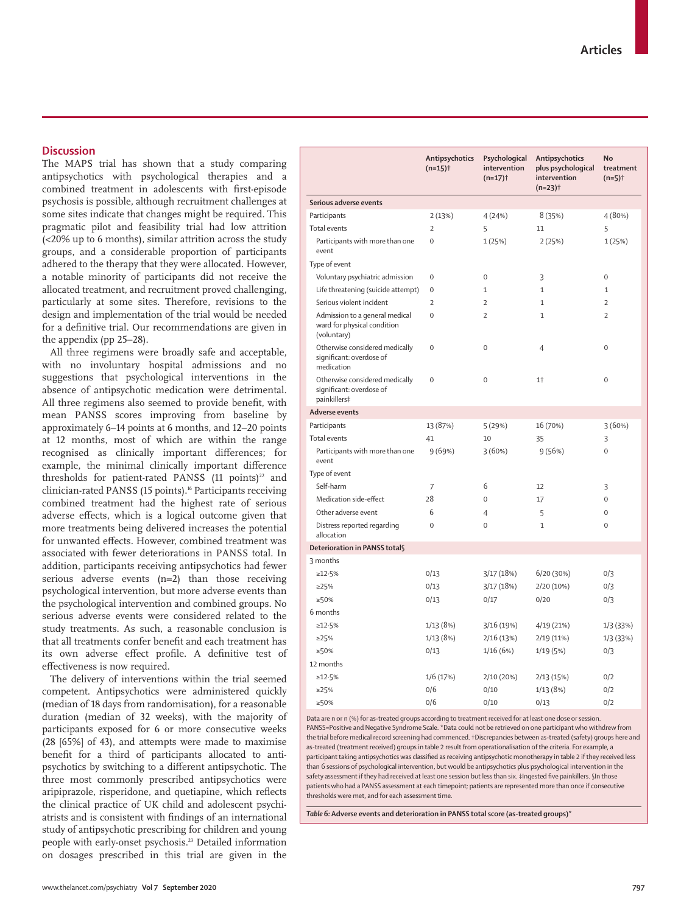## Discussion

The MAPS trial has shown that a study comparing antipsychotics with psychological therapies and a combined treatment in adolescents with first-episode psychosis is possible, although recruitment challenges at some sites indicate that changes might be required. This pragmatic pilot and feasibility trial had low attrition (<20% up to 6 months), similar attrition across the study groups, and a considerable proportion of participants adhered to the therapy that they were allocated. However, a notable minority of participants did not receive the allocated treatment, and recruitment proved challenging, particularly at some sites. Therefore, revisions to the design and implementation of the trial would be needed for a definitive trial. Our recommendations are given in the appendix (pp 25–28).

All three regimens were broadly safe and acceptable, with no involuntary hospital admissions and no suggestions that psychological interventions in the absence of antipsychotic medication were detrimental. All three regimens also seemed to provide benefit, with mean PANSS scores improving from baseline by approximately 6–14 points at 6 months, and 12–20 points at 12 months, most of which are within the range recognised as clinically important differences; for example, the minimal clinically important difference thresholds for patient-rated PANSS (11 points)[22] and clinician-rated PANSS (15 points).[16] Participants receiving combined treatment had the highest rate of serious adverse effects, which is a logical outcome given that more treatments being delivered increases the potential for unwanted effects. However, combined treatment was associated with fewer deteriorations in PANSS total. In addition, participants receiving antipsychotics had fewer serious adverse events (n=2) than those receiving psychological intervention, but more adverse events than the psychological intervention and combined groups. No serious adverse events were considered related to the study treatments. As such, a reasonable conclusion is that all treatments confer benefit and each treatment has its own adverse effect profile. A definitive test of effectiveness is now required.

The delivery of interventions within the trial seemed competent. Antipsychotics were administered quickly (median of 18 days from randomisation), for a reasonable duration (median of 32 weeks), with the majority of participants exposed for 6 or more consecutive weeks (28 [65%] of 43), and attempts were made to maximise benefit for a third of participants allocated to antipsychotics by switching to a different antipsychotic. The three most commonly prescribed antipsychotics were aripiprazole, risperidone, and quetiapine, which reflects the clinical practice of UK child and adolescent psychiatrists and is consistent with findings of an international study of antipsychotic prescribing for children and young people with early-onset psychosis.[23] Detailed information on dosages prescribed in this trial are given in the

| | Antipsychotics (n=15)† | Psychological intervention (n=17)† | Antipsychotics plus psychological intervention (n=23)† | No treatment (n=5)† |
|---|---|---|---|---|
| **Serious adverse events** | | | | |
| Participants | 2 (13%) | 4 (24%) | 8 (35%) | 4 (80%) |
| Total events | 2 | 5 | 11 | 5 |
| Participants with more than one event | 0 | 1 (25%) | 2 (25%) | 1 (25%) |
| Type of event | | | | |
| Voluntary psychiatric admission | 0 | 0 | 3 | 0 |
| Life threatening (suicide attempt) | 0 | 1 | 1 | 1 |
| Serious violent incident | 2 | 2 | 1 | 2 |
| Admission to a general medical ward for physical condition (voluntary) | 0 | 2 | 1 | 2 |
| Otherwise considered medically significant: overdose of medication | 0 | 0 | 4 | 0 |
| Otherwise considered medically significant: overdose of painkillers‡ | 0 | 0 | 1† | 0 |
| **Adverse events** | | | | |
| Participants | 13 (87%) | 5 (29%) | 16 (70%) | 3 (60%) |
| Total events | 41 | 10 | 35 | 3 |
| Participants with more than one event | 9 (69%) | 3 (60%) | 9 (56%) | 0 |
| Type of event | | | | |
| Self-harm | 7 | 6 | 12 | 3 |
| Medication side-effect | 28 | 0 | 17 | 0 |
| Other adverse event | 6 | 4 | 5 | 0 |
| Distress reported regarding allocation | 0 | 0 | 1 | 0 |
| **Deterioration in PANSS total§** | | | | |
| 3 months | | | | |
| ≥12·5% | 0/13 | 3/17 (18%) | 6/20 (30%) | 0/3 |
| ≥25% | 0/13 | 3/17 (18%) | 2/20 (10%) | 0/3 |
| ≥50% | 0/13 | 0/17 | 0/20 | 0/3 |
| 6 months | | | | |
| ≥12·5% | 1/13 (8%) | 3/16 (19%) | 4/19 (21%) | 1/3 (33%) |
| ≥25% | 1/13 (8%) | 2/16 (13%) | 2/19 (11%) | 1/3 (33%) |
| ≥50% | 0/13 | 1/16 (6%) | 1/19 (5%) | 0/3 |
| 12 months | | | | |
| ≥12·5% | 1/6 (17%) | 2/10 (20%) | 2/13 (15%) | 0/2 |
| ≥25% | 0/6 | 0/10 | 1/13 (8%) | 0/2 |
| ≥50% | 0/6 | 0/10 | 0/13 | 0/2 |

Data are n or n (%) for as-treated groups according to treatment received for at least one dose or session. PANSS=Positive and Negative Syndrome Scale. *Data could not be retrieved on one participant who withdrew from the trial before medical record screening had commenced. †Discrepancies between as-treated (safety) groups here and as-treated (treatment received) groups in table 2 result from operationalisation of the criteria. For example, a participant taking antipsychotics was classified as receiving antipsychotic monotherapy in table 2 if they received less than 6 sessions of psychological intervention, but would be antipsychotics plus psychological intervention in the safety assessment if they had received at least one session but less than six. ‡Ingested five painkillers. §In those patients who had a PANSS assessment at each timepoint; patients are represented more than once if consecutive thresholds were met, and for each assessment time.

*Table 6:* **Adverse events and deterioration in PANSS total score (as-treated groups)***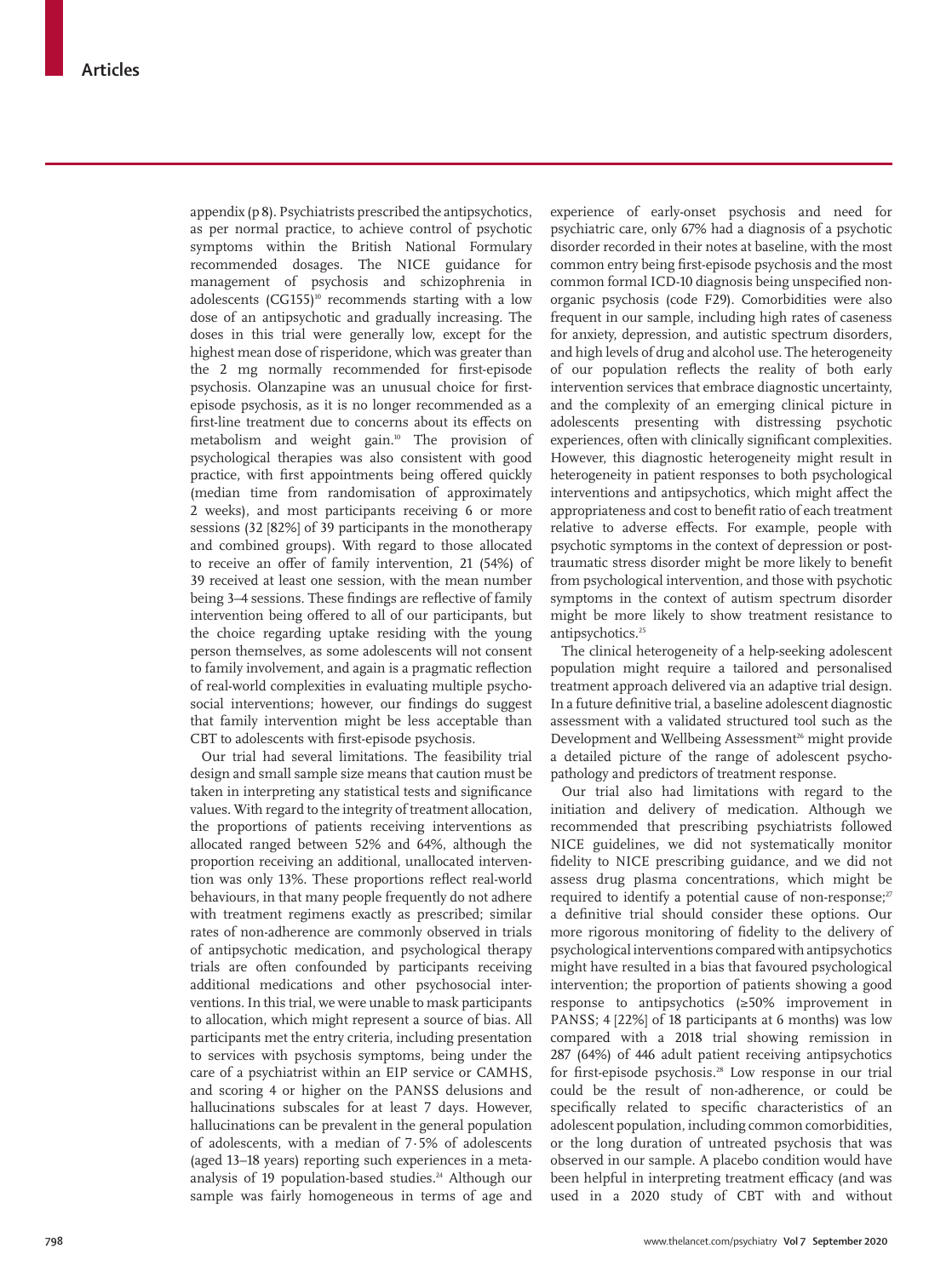appendix (p 8). Psychiatrists prescribed the antipsychotics, as per normal practice, to achieve control of psychotic symptoms within the British National Formulary recommended dosages. The NICE guidance for management of psychosis and schizophrenia in adolescents (CG155)[10] recommends starting with a low dose of an antipsychotic and gradually increasing. The doses in this trial were generally low, except for the highest mean dose of risperidone, which was greater than the 2 mg normally recommended for first-episode psychosis. Olanzapine was an unusual choice for first-episode psychosis, as it is no longer recommended as a first-line treatment due to concerns about its effects on metabolism and weight gain.[10] The provision of psychological therapies was also consistent with good practice, with first appointments being offered quickly (median time from randomisation of approximately 2 weeks), and most participants receiving 6 or more sessions (32 [82%] of 39 participants in the monotherapy and combined groups). With regard to those allocated to receive an offer of family intervention, 21 (54%) of 39 received at least one session, with the mean number being 3–4 sessions. These findings are reflective of family intervention being offered to all of our participants, but the choice regarding uptake residing with the young person themselves, as some adolescents will not consent to family involvement, and again is a pragmatic reflection of real-world complexities in evaluating multiple psychosocial interventions; however, our findings do suggest that family intervention might be less acceptable than CBT to adolescents with first-episode psychosis.

Our trial had several limitations. The feasibility trial design and small sample size means that caution must be taken in interpreting any statistical tests and significance values. With regard to the integrity of treatment allocation, the proportions of patients receiving interventions as allocated ranged between 52% and 64%, although the proportion receiving an additional, unallocated intervention was only 13%. These proportions reflect real-world behaviours, in that many people frequently do not adhere with treatment regimens exactly as prescribed; similar rates of non-adherence are commonly observed in trials of antipsychotic medication, and psychological therapy trials are often confounded by participants receiving additional medications and other psychosocial interventions. In this trial, we were unable to mask participants to allocation, which might represent a source of bias. All participants met the entry criteria, including presentation to services with psychosis symptoms, being under the care of a psychiatrist within an EIP service or CAMHS, and scoring 4 or higher on the PANSS delusions and hallucinations subscales for at least 7 days. However, hallucinations can be prevalent in the general population of adolescents, with a median of 7·5% of adolescents (aged 13–18 years) reporting such experiences in a meta-analysis of 19 population-based studies.[24] Although our sample was fairly homogeneous in terms of age and experience of early-onset psychosis and need for psychiatric care, only 67% had a diagnosis of a psychotic disorder recorded in their notes at baseline, with the most common entry being first-episode psychosis and the most common formal ICD-10 diagnosis being unspecified non-organic psychosis (code F29). Comorbidities were also frequent in our sample, including high rates of caseness for anxiety, depression, and autistic spectrum disorders, and high levels of drug and alcohol use. The heterogeneity of our population reflects the reality of both early intervention services that embrace diagnostic uncertainty, and the complexity of an emerging clinical picture in adolescents presenting with distressing psychotic experiences, often with clinically significant complexities. However, this diagnostic heterogeneity might result in heterogeneity in patient responses to both psychological interventions and antipsychotics, which might affect the appropriateness and cost to benefit ratio of each treatment relative to adverse effects. For example, people with psychotic symptoms in the context of depression or post-traumatic stress disorder might be more likely to benefit from psychological intervention, and those with psychotic symptoms in the context of autism spectrum disorder might be more likely to show treatment resistance to antipsychotics.[25]

The clinical heterogeneity of a help-seeking adolescent population might require a tailored and personalised treatment approach delivered via an adaptive trial design. In a future definitive trial, a baseline adolescent diagnostic assessment with a validated structured tool such as the Development and Wellbeing Assessment[26] might provide a detailed picture of the range of adolescent psychopathology and predictors of treatment response.

Our trial also had limitations with regard to the initiation and delivery of medication. Although we recommended that prescribing psychiatrists followed NICE guidelines, we did not systematically monitor fidelity to NICE prescribing guidance, and we did not assess drug plasma concentrations, which might be required to identify a potential cause of non-response;[27] a definitive trial should consider these options. Our more rigorous monitoring of fidelity to the delivery of psychological interventions compared with antipsychotics might have resulted in a bias that favoured psychological intervention; the proportion of patients showing a good response to antipsychotics (≥50% improvement in PANSS; 4 [22%] of 18 participants at 6 months) was low compared with a 2018 trial showing remission in 287 (64%) of 446 adult patient receiving antipsychotics for first-episode psychosis.[28] Low response in our trial could be the result of non-adherence, or could be specifically related to specific characteristics of an adolescent population, including common comorbidities, or the long duration of untreated psychosis that was observed in our sample. A placebo condition would have been helpful in interpreting treatment efficacy (and was used in a 2020 study of CBT with and without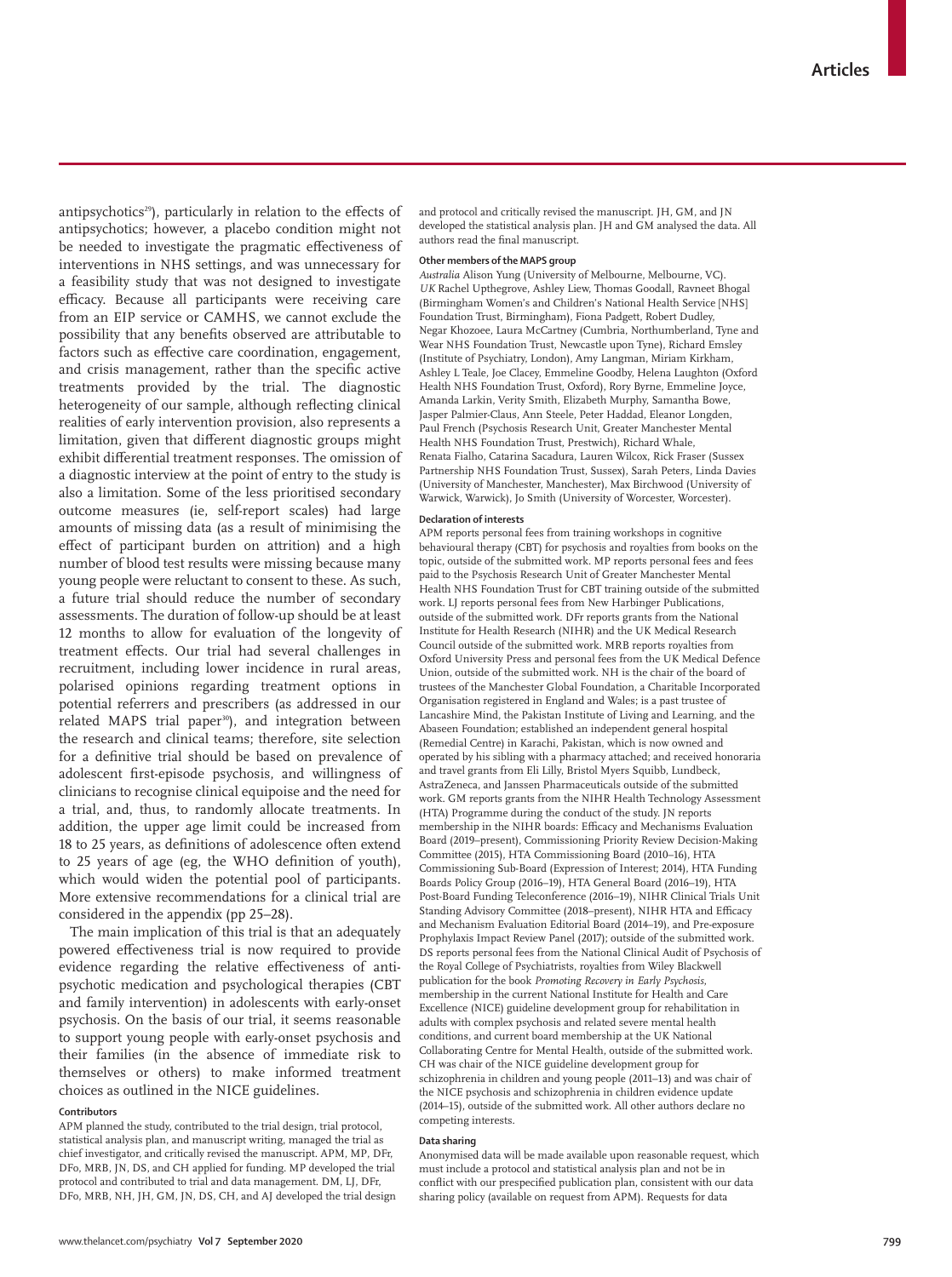antipsychotics[29]), particularly in relation to the effects of antipsychotics; however, a placebo condition might not be needed to investigate the pragmatic effectiveness of interventions in NHS settings, and was unnecessary for a feasibility study that was not designed to investigate efficacy. Because all participants were receiving care from an EIP service or CAMHS, we cannot exclude the possibility that any benefits observed are attributable to factors such as effective care coordination, engagement, and crisis management, rather than the specific active treatments provided by the trial. The diagnostic heterogeneity of our sample, although reflecting clinical realities of early intervention provision, also represents a limitation, given that different diagnostic groups might exhibit differential treatment responses. The omission of a diagnostic interview at the point of entry to the study is also a limitation. Some of the less prioritised secondary outcome measures (ie, self-report scales) had large amounts of missing data (as a result of minimising the effect of participant burden on attrition) and a high number of blood test results were missing because many young people were reluctant to consent to these. As such, a future trial should reduce the number of secondary assessments. The duration of follow-up should be at least 12 months to allow for evaluation of the longevity of treatment effects. Our trial had several challenges in recruitment, including lower incidence in rural areas, polarised opinions regarding treatment options in potential referrers and prescribers (as addressed in our related MAPS trial paper[30]), and integration between the research and clinical teams; therefore, site selection for a definitive trial should be based on prevalence of adolescent first-episode psychosis, and willingness of clinicians to recognise clinical equipoise and the need for a trial, and, thus, to randomly allocate treatments. In addition, the upper age limit could be increased from 18 to 25 years, as definitions of adolescence often extend to 25 years of age (eg, the WHO definition of youth), which would widen the potential pool of participants. More extensive recommendations for a clinical trial are considered in the appendix (pp 25–28).

The main implication of this trial is that an adequately powered effectiveness trial is now required to provide evidence regarding the relative effectiveness of antipsychotic medication and psychological therapies (CBT and family intervention) in adolescents with early-onset psychosis. On the basis of our trial, it seems reasonable to support young people with early-onset psychosis and their families (in the absence of immediate risk to themselves or others) to make informed treatment choices as outlined in the NICE guidelines.

#### Contributors

APM planned the study, contributed to the trial design, trial protocol, statistical analysis plan, and manuscript writing, managed the trial as chief investigator, and critically revised the manuscript. APM, MP, DFr, DFo, MRB, JN, DS, and CH applied for funding. MP developed the trial protocol and contributed to trial and data management. DM, LJ, DFr, DFo, MRB, NH, JH, GM, JN, DS, CH, and AJ developed the trial design and protocol and critically revised the manuscript. JH, GM, and JN developed the statistical analysis plan. JH and GM analysed the data. All authors read the final manuscript.

#### Other members of the MAPS group

*Australia* Alison Yung (University of Melbourne, Melbourne, VC). *UK* Rachel Upthegrove, Ashley Liew, Thomas Goodall, Ravneet Bhogal (Birmingham Women's and Children's National Health Service [NHS] Foundation Trust, Birmingham), Fiona Padgett, Robert Dudley, Negar Khozoee, Laura McCartney (Cumbria, Northumberland, Tyne and Wear NHS Foundation Trust, Newcastle upon Tyne), Richard Emsley (Institute of Psychiatry, London), Amy Langman, Miriam Kirkham, Ashley L Teale, Joe Clacey, Emmeline Goodby, Helena Laughton (Oxford Health NHS Foundation Trust, Oxford), Rory Byrne, Emmeline Joyce, Amanda Larkin, Verity Smith, Elizabeth Murphy, Samantha Bowe, Jasper Palmier-Claus, Ann Steele, Peter Haddad, Eleanor Longden, Paul French (Psychosis Research Unit, Greater Manchester Mental Health NHS Foundation Trust, Prestwich), Richard Whale, Renata Fialho, Catarina Sacadura, Lauren Wilcox, Rick Fraser (Sussex Partnership NHS Foundation Trust, Sussex), Sarah Peters, Linda Davies (University of Manchester, Manchester), Max Birchwood (University of Warwick, Warwick), Jo Smith (University of Worcester, Worcester).

#### Declaration of interests

APM reports personal fees from training workshops in cognitive behavioural therapy (CBT) for psychosis and royalties from books on the topic, outside of the submitted work. MP reports personal fees and fees paid to the Psychosis Research Unit of Greater Manchester Mental Health NHS Foundation Trust for CBT training outside of the submitted work. LJ reports personal fees from New Harbinger Publications, outside of the submitted work. DFr reports grants from the National Institute for Health Research (NIHR) and the UK Medical Research Council outside of the submitted work. MRB reports royalties from Oxford University Press and personal fees from the UK Medical Defence Union, outside of the submitted work. NH is the chair of the board of trustees of the Manchester Global Foundation, a Charitable Incorporated Organisation registered in England and Wales; is a past trustee of Lancashire Mind, the Pakistan Institute of Living and Learning, and the Abaseen Foundation; established an independent general hospital (Remedial Centre) in Karachi, Pakistan, which is now owned and operated by his sibling with a pharmacy attached; and received honoraria and travel grants from Eli Lilly, Bristol Myers Squibb, Lundbeck, AstraZeneca, and Janssen Pharmaceuticals outside of the submitted work. GM reports grants from the NIHR Health Technology Assessment (HTA) Programme during the conduct of the study. JN reports membership in the NIHR boards: Efficacy and Mechanisms Evaluation Board (2019–present), Commissioning Priority Review Decision-Making Committee (2015), HTA Commissioning Board (2010–16), HTA Commissioning Sub-Board (Expression of Interest; 2014), HTA Funding Boards Policy Group (2016–19), HTA General Board (2016–19), HTA Post-Board Funding Teleconference (2016–19), NIHR Clinical Trials Unit Standing Advisory Committee (2018–present), NIHR HTA and Efficacy and Mechanism Evaluation Editorial Board (2014–19), and Pre-exposure Prophylaxis Impact Review Panel (2017); outside of the submitted work. DS reports personal fees from the National Clinical Audit of Psychosis of the Royal College of Psychiatrists, royalties from Wiley Blackwell publication for the book *Promoting Recovery in Early Psychosis*, membership in the current National Institute for Health and Care Excellence (NICE) guideline development group for rehabilitation in adults with complex psychosis and related severe mental health conditions, and current board membership at the UK National Collaborating Centre for Mental Health, outside of the submitted work. CH was chair of the NICE guideline development group for schizophrenia in children and young people (2011–13) and was chair of the NICE psychosis and schizophrenia in children evidence update (2014–15), outside of the submitted work. All other authors declare no competing interests.

#### Data sharing

Anonymised data will be made available upon reasonable request, which must include a protocol and statistical analysis plan and not be in conflict with our prespecified publication plan, consistent with our data sharing policy (available on request from APM). Requests for data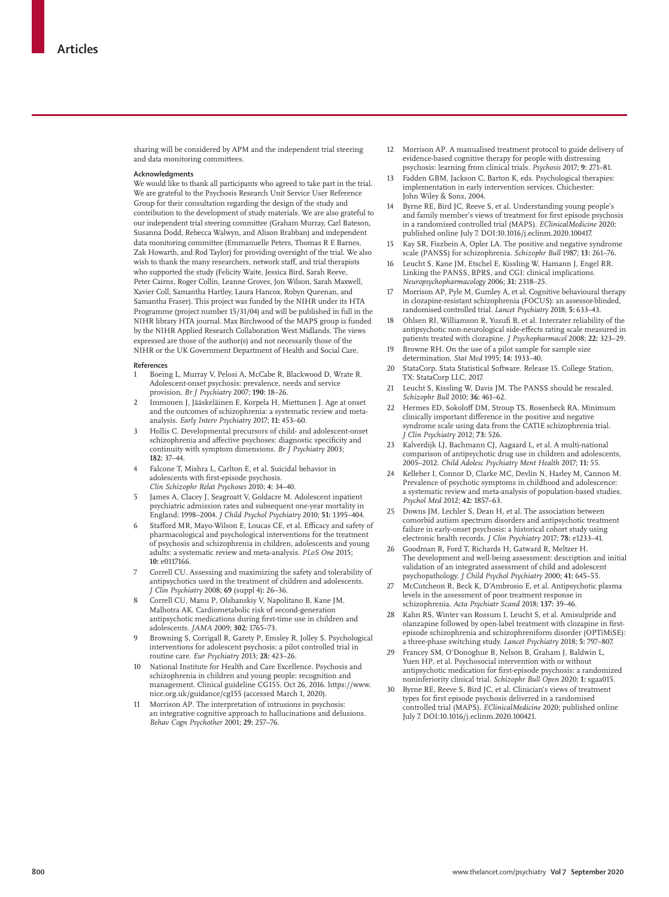sharing will be considered by APM and the independent trial steering and data monitoring committees.

### Acknowledgments

We would like to thank all participants who agreed to take part in the trial. We are grateful to the Psychosis Research Unit Service User Reference Group for their consultation regarding the design of the study and contribution to the development of study materials. We are also grateful to our independent trial steering committee (Graham Murray, Carl Bateson, Susanna Dodd, Rebecca Walwyn, and Alison Brabban) and independent data monitoring committee (Emmanuelle Peters, Thomas R E Barnes, Zak Howarth, and Rod Taylor) for providing oversight of the trial. We also wish to thank the many researchers, network staff, and trial therapists who supported the study (Felicity Waite, Jessica Bird, Sarah Reeve, Peter Cairns, Roger Collin, Leanne Groves, Jon Wilson, Sarah Maxwell, Xavier Coll, Samantha Hartley, Laura Hancox, Robyn Queenan, and Samantha Fraser). This project was funded by the NIHR under its HTA Programme (project number 15/31/04) and will be published in full in the NIHR library HTA journal. Max Birchwood of the MAPS group is funded by the NIHR Applied Research Collaboration West Midlands. The views expressed are those of the author(s) and not necessarily those of the NIHR or the UK Government Department of Health and Social Care.

### References

1. Boeing L, Murray V, Pelosi A, McCabe R, Blackwood D, Wrate R. Adolescent-onset psychosis: prevalence, needs and service provision. *Br J Psychiatry* 2007; **190:** 18–26.
2. Immonen J, Jääskeläinen E, Korpela H, Miettunen J. Age at onset and the outcomes of schizophrenia: a systematic review and meta-analysis. *Early Interv Psychiatry* 2017; **11:** 453–60.
3. Hollis C. Developmental precursors of child- and adolescent-onset schizophrenia and affective psychoses: diagnostic specificity and continuity with symptom dimensions. *Br J Psychiatry* 2003; **182:** 37–44.
4. Falcone T, Mishra L, Carlton E, et al. Suicidal behavior in adolescents with first-episode psychosis. *Clin Schizophr Relat Psychoses* 2010; **4:** 34–40.
5. James A, Clacey J, Seagroatt V, Goldacre M. Adolescent inpatient psychiatric admission rates and subsequent one-year mortality in England: 1998–2004. *J Child Psychol Psychiatry* 2010; **51:** 1395–404.
6. Stafford MR, Mayo-Wilson E, Loucas CE, et al. Efficacy and safety of pharmacological and psychological interventions for the treatment of psychosis and schizophrenia in children, adolescents and young adults: a systematic review and meta-analysis. *PLoS One* 2015; **10:** e0117166.
7. Correll CU. Assessing and maximizing the safety and tolerability of antipsychotics used in the treatment of children and adolescents. *J Clin Psychiatry* 2008; **69** (suppl 4)**:** 26–36.
8. Correll CU, Manu P, Olshanskiy V, Napolitano B, Kane JM, Malhotra AK. Cardiometabolic risk of second-generation antipsychotic medications during first-time use in children and adolescents. *JAMA* 2009; **302:** 1765–73.
9. Browning S, Corrigall R, Garety P, Emsley R, Jolley S. Psychological interventions for adolescent psychosis: a pilot controlled trial in routine care. *Eur Psychiatry* 2013; **28:** 423–26.
10. National Institute for Health and Care Excellence. Psychosis and schizophrenia in children and young people: recognition and management. Clinical guideline CG155. Oct 26, 2016. https://www.nice.org.uk/guidance/cg155 (accessed March 1, 2020).
11. Morrison AP. The interpretation of intrusions in psychosis: an integrative cognitive approach to hallucinations and delusions. *Behav Cogn Psychother* 2001; **29:** 257–76.
12. Morrison AP. A manualised treatment protocol to guide delivery of evidence-based cognitive therapy for people with distressing psychosis: learning from clinical trials. *Psychosis* 2017; **9:** 271–81.
13. Fadden GBM, Jackson C, Barton K, eds. Psychological therapies: implementation in early intervention services. Chichester: John Wiley & Sons, 2004.
14. Byrne RE, Bird JC, Reeve S, et al. Understanding young people's and family member's views of treatment for first episode psychosis in a randomised controlled trial (MAPS). *EClinicalMedicine* 2020; published online July 7. DOI:10.1016/j.eclinm.2020.100417.
15. Kay SR, Fiszbein A, Opler LA. The positive and negative syndrome scale (PANSS) for schizophrenia. *Schizophr Bull* 1987; **13:** 261–76.
16. Leucht S, Kane JM, Etschel E, Kissling W, Hamann J, Engel RR. Linking the PANSS, BPRS, and CGI: clinical implications. *Neuropsychopharmacology* 2006; **31:** 2318–25.
17. Morrison AP, Pyle M, Gumley A, et al. Cognitive behavioural therapy in clozapine-resistant schizophrenia (FOCUS): an assessor-blinded, randomised controlled trial. *Lancet Psychiatry* 2018; **5:** 633–43.
18. Ohlsen RI, Williamson R, Yusufi B, et al. Interrater reliability of the antipsychotic non-neurological side-effects rating scale measured in patients treated with clozapine. *J Psychopharmacol* 2008; **22:** 323–29.
19. Browne RH. On the use of a pilot sample for sample size determination. *Stat Med* 1995; **14:** 1933–40.
20. StataCorp. Stata Statistical Software. Release 15. College Station, TX: StataCorp LLC, 2017.
21. Leucht S, Kissling W, Davis JM. The PANSS should be rescaled. *Schizophr Bull* 2010; **36:** 461–62.
22. Hermes ED, Sokoloff DM, Stroup TS, Rosenheck RA. Minimum clinically important difference in the positive and negative syndrome scale using data from the CATIE schizophrenia trial. *J Clin Psychiatry* 2012; **73:** 526.
23. Kalverdijk LJ, Bachmann CJ, Aagaard L, et al. A multi-national comparison of antipsychotic drug use in children and adolescents, 2005–2012. *Child Adolesc Psychiatry Ment Health* 2017; **11:** 55.
24. Kelleher I, Connor D, Clarke MC, Devlin N, Harley M, Cannon M. Prevalence of psychotic symptoms in childhood and adolescence: a systematic review and meta-analysis of population-based studies. *Psychol Med* 2012; **42:** 1857–63.
25. Downs JM, Lechler S, Dean H, et al. The association between comorbid autism spectrum disorders and antipsychotic treatment failure in early-onset psychosis: a historical cohort study using electronic health records. *J Clin Psychiatry* 2017; **78:** e1233–41.
26. Goodman R, Ford T, Richards H, Gatward R, Meltzer H. The development and well-being assessment: description and initial validation of an integrated assessment of child and adolescent psychopathology. *J Child Psychol Psychiatry* 2000; **41:** 645–55.
27. McCutcheon R, Beck K, D'Ambrosio E, et al. Antipsychotic plasma levels in the assessment of poor treatment response in schizophrenia. *Acta Psychiatr Scand* 2018; **137:** 39–46.
28. Kahn RS, Winter van Rossum I, Leucht S, et al. Amisulpride and olanzapine followed by open-label treatment with clozapine in first-episode schizophrenia and schizophreniform disorder (OPTiMiSE): a three-phase switching study. *Lancet Psychiatry* 2018; **5:** 797–807.
29. Francey SM, O'Donoghue B, Nelson B, Graham J, Baldwin L, Yuen HP, et al. Psychosocial intervention with or without antipsychotic medication for first-episode psychosis: a randomized noninferiority clinical trial. *Schizophr Bull Open* 2020; **1:** sgaa015.
30. Byrne RE, Reeve S, Bird JC, et al. Clinician's views of treatment types for first episode psychosis delivered in a randomised controlled trial (MAPS). *EClinicalMedicine* 2020; published online July 7. DOI:10.1016/j.eclinm.2020.100421.